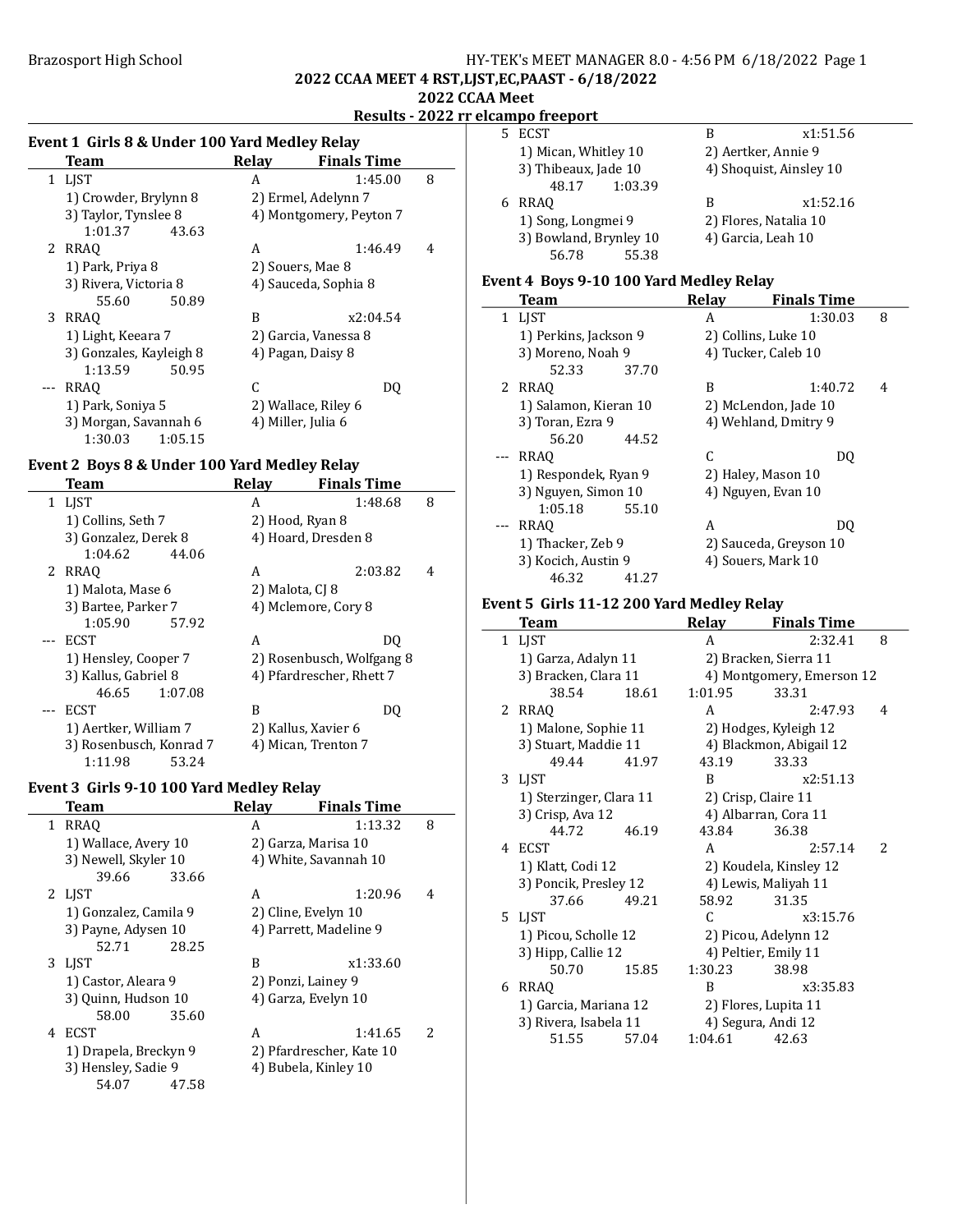Brazosport High School

2022 CCAA MEET 4 RST,LJST,EC,PAAST - 6/18/2022

2022 CCAA Meet

**Results - 2022 rr elcampo freeport**

## Event 1 Girls 8 & Under 100 Yard Medley Relay

| | Team | Relay | Finals Time | |
|---|---|---|---|---|
| 1 | LJST | A | 1:45.00 | 8 |
| | 1) Crowder, Brylynn 8 | 2) Ermel, Adelynn 7 | | |
| | 3) Taylor, Tynslee 8 | 4) Montgomery, Peyton 7 | | |
| | 1:01.37 43.63 | | | |
| 2 | RRAQ | A | 1:46.49 | 4 |
| | 1) Park, Priya 8 | 2) Souers, Mae 8 | | |
| | 3) Rivera, Victoria 8 | 4) Sauceda, Sophia 8 | | |
| | 55.60 50.89 | | | |
| 3 | RRAQ | B | x2:04.54 | |
| | 1) Light, Keeara 7 | 2) Garcia, Vanessa 8 | | |
| | 3) Gonzales, Kayleigh 8 | 4) Pagan, Daisy 8 | | |
| | 1:13.59 50.95 | | | |
| --- | RRAQ | C | DQ | |
| | 1) Park, Soniya 5 | 2) Wallace, Riley 6 | | |
| | 3) Morgan, Savannah 6 | 4) Miller, Julia 6 | | |
| | 1:30.03 1:05.15 | | | |

## Event 2 Boys 8 & Under 100 Yard Medley Relay

| | Team | Relay | Finals Time | |
|---|---|---|---|---|
| 1 | LJST | A | 1:48.68 | 8 |
| | 1) Collins, Seth 7 | 2) Hood, Ryan 8 | | |
| | 3) Gonzalez, Derek 8 | 4) Hoard, Dresden 8 | | |
| | 1:04.62 44.06 | | | |
| 2 | RRAQ | A | 2:03.82 | 4 |
| | 1) Malota, Mase 6 | 2) Malota, CJ 8 | | |
| | 3) Bartee, Parker 7 | 4) Mclemore, Cory 8 | | |
| | 1:05.90 57.92 | | | |
| --- | ECST | A | DQ | |
| | 1) Hensley, Cooper 7 | 2) Rosenbusch, Wolfgang 8 | | |
| | 3) Kallus, Gabriel 8 | 4) Pfardrescher, Rhett 7 | | |
| | 46.65 1:07.08 | | | |
| --- | ECST | B | DQ | |
| | 1) Aertker, William 7 | 2) Kallus, Xavier 6 | | |
| | 3) Rosenbusch, Konrad 7 | 4) Mican, Trenton 7 | | |
| | 1:11.98 53.24 | | | |

## Event 3 Girls 9-10 100 Yard Medley Relay

| | Team | Relay | Finals Time | |
|---|---|---|---|---|
| 1 | RRAQ | A | 1:13.32 | 8 |
| | 1) Wallace, Avery 10 | 2) Garza, Marisa 10 | | |
| | 3) Newell, Skyler 10 | 4) White, Savannah 10 | | |
| | 39.66 33.66 | | | |
| 2 | LJST | A | 1:20.96 | 4 |
| | 1) Gonzalez, Camila 9 | 2) Cline, Evelyn 10 | | |
| | 3) Payne, Adysen 10 | 4) Parrett, Madeline 9 | | |
| | 52.71 28.25 | | | |
| 3 | LJST | B | x1:33.60 | |
| | 1) Castor, Aleara 9 | 2) Ponzi, Lainey 9 | | |
| | 3) Quinn, Hudson 10 | 4) Garza, Evelyn 10 | | |
| | 58.00 35.60 | | | |
| 4 | ECST | A | 1:41.65 | 2 |
| | 1) Drapela, Breckyn 9 | 2) Pfardrescher, Kate 10 | | |
| | 3) Hensley, Sadie 9 | 4) Bubela, Kinley 10 | | |
| | 54.07 47.58 | | | |
| 5 | ECST | B | x1:51.56 | |
| | 1) Mican, Whitley 10 | 2) Aertker, Annie 9 | | |
| | 3) Thibeaux, Jade 10 | 4) Shoquist, Ainsley 10 | | |
| | 48.17 1:03.39 | | | |
| 6 | RRAQ | B | x1:52.16 | |
| | 1) Song, Longmei 9 | 2) Flores, Natalia 10 | | |
| | 3) Bowland, Brynley 10 | 4) Garcia, Leah 10 | | |
| | 56.78 55.38 | | | |

## Event 4 Boys 9-10 100 Yard Medley Relay

| | Team | Relay | Finals Time | |
|---|---|---|---|---|
| 1 | LJST | A | 1:30.03 | 8 |
| | 1) Perkins, Jackson 9 | 2) Collins, Luke 10 | | |
| | 3) Moreno, Noah 9 | 4) Tucker, Caleb 10 | | |
| | 52.33 37.70 | | | |
| 2 | RRAQ | B | 1:40.72 | 4 |
| | 1) Salamon, Kieran 10 | 2) McLendon, Jade 10 | | |
| | 3) Toran, Ezra 9 | 4) Wehland, Dmitry 9 | | |
| | 56.20 44.52 | | | |
| --- | RRAQ | C | DQ | |
| | 1) Respondek, Ryan 9 | 2) Haley, Mason 10 | | |
| | 3) Nguyen, Simon 10 | 4) Nguyen, Evan 10 | | |
| | 1:05.18 55.10 | | | |
| --- | RRAQ | A | DQ | |
| | 1) Thacker, Zeb 9 | 2) Sauceda, Greyson 10 | | |
| | 3) Kocich, Austin 9 | 4) Souers, Mark 10 | | |
| | 46.32 41.27 | | | |

## Event 5 Girls 11-12 200 Yard Medley Relay

| | Team | Relay | Finals Time | |
|---|---|---|---|---|
| 1 | LJST | A | 2:32.41 | 8 |
| | 1) Garza, Adalyn 11 | 2) Bracken, Sierra 11 | | |
| | 3) Bracken, Clara 11 | 4) Montgomery, Emerson 12 | | |
| | 38.54 18.61 | 1:01.95 33.31 | | |
| 2 | RRAQ | A | 2:47.93 | 4 |
| | 1) Malone, Sophie 11 | 2) Hodges, Kyleigh 12 | | |
| | 3) Stuart, Maddie 11 | 4) Blackmon, Abigail 12 | | |
| | 49.44 41.97 | 43.19 33.33 | | |
| 3 | LJST | B | x2:51.13 | |
| | 1) Sterzinger, Clara 11 | 2) Crisp, Claire 11 | | |
| | 3) Crisp, Ava 12 | 4) Albarran, Cora 11 | | |
| | 44.72 46.19 | 43.84 36.38 | | |
| 4 | ECST | A | 2:57.14 | 2 |
| | 1) Klatt, Codi 12 | 2) Koudela, Kinsley 12 | | |
| | 3) Poncik, Presley 12 | 4) Lewis, Maliyah 11 | | |
| | 37.66 49.21 | 58.92 31.35 | | |
| 5 | LJST | C | x3:15.76 | |
| | 1) Picou, Scholle 12 | 2) Picou, Adelynn 12 | | |
| | 3) Hipp, Callie 12 | 4) Peltier, Emily 11 | | |
| | 50.70 15.85 | 1:30.23 38.98 | | |
| 6 | RRAQ | B | x3:35.83 | |
| | 1) Garcia, Mariana 12 | 2) Flores, Lupita 11 | | |
| | 3) Rivera, Isabela 11 | 4) Segura, Andi 12 | | |
| | 51.55 57.04 | 1:04.61 42.63 | | |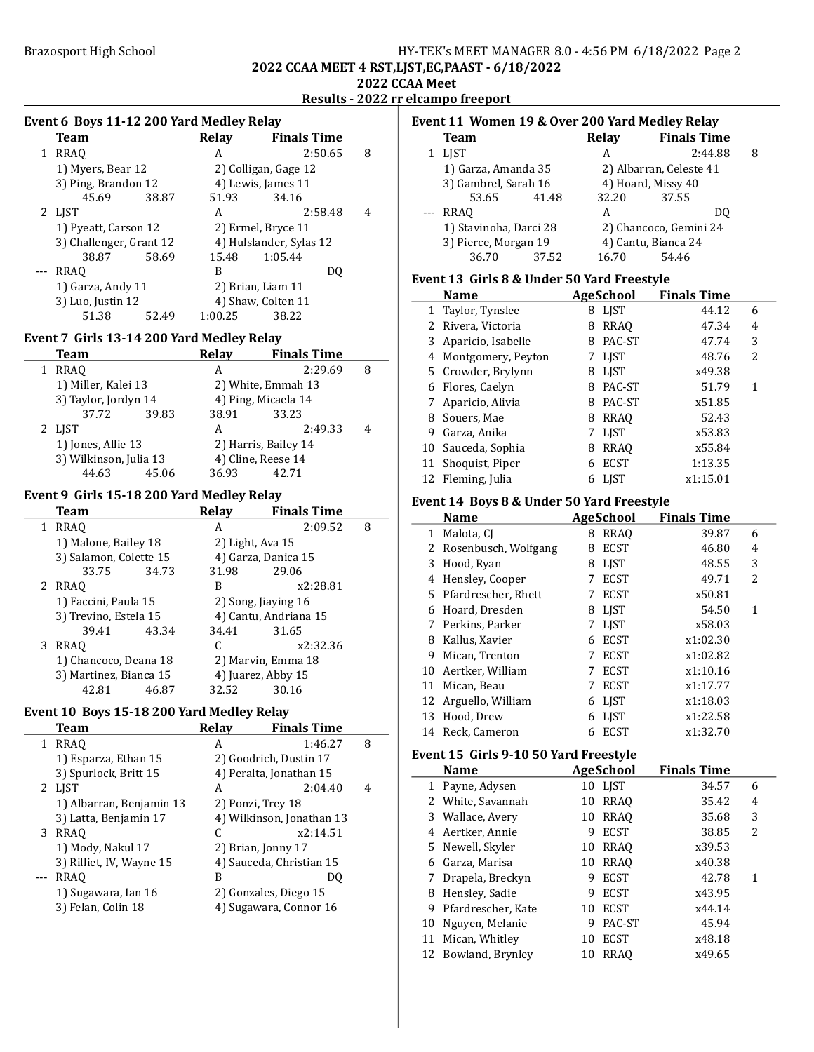Brazosport High School

## 2022 CCAA MEET 4 RST,LJST,EC,PAAST - 6/18/2022
### 2022 CCAA Meet
### Results - 2022 rr elcampo freeport

#### Event 6 Boys 11-12 200 Yard Medley Relay

| | Team | Relay | Finals Time | |
|---|---|---|---|---|
| 1 | RRAQ | A | 2:50.65 | 8 |
| | 1) Myers, Bear 12 | 2) Colligan, Gage 12 | | |
| | 3) Ping, Brandon 12 | 4) Lewis, James 11 | | |
| | 45.69 38.87 | 51.93 34.16 | | |
| 2 | LJST | A | 2:58.48 | 4 |
| | 1) Pyeatt, Carson 12 | 2) Ermel, Bryce 11 | | |
| | 3) Challenger, Grant 12 | 4) Hulslander, Sylas 12 | | |
| | 38.87 58.69 | 15.48 1:05.44 | | |
| --- | RRAQ | B | DQ | |
| | 1) Garza, Andy 11 | 2) Brian, Liam 11 | | |
| | 3) Luo, Justin 12 | 4) Shaw, Colten 11 | | |
| | 51.38 52.49 | 1:00.25 38.22 | | |

#### Event 7 Girls 13-14 200 Yard Medley Relay

| | Team | Relay | Finals Time | |
|---|---|---|---|---|
| 1 | RRAQ | A | 2:29.69 | 8 |
| | 1) Miller, Kalei 13 | 2) White, Emmah 13 | | |
| | 3) Taylor, Jordyn 14 | 4) Ping, Micaela 14 | | |
| | 37.72 39.83 | 38.91 33.23 | | |
| 2 | LJST | A | 2:49.33 | 4 |
| | 1) Jones, Allie 13 | 2) Harris, Bailey 14 | | |
| | 3) Wilkinson, Julia 13 | 4) Cline, Reese 14 | | |
| | 44.63 45.06 | 36.93 42.71 | | |

#### Event 9 Girls 15-18 200 Yard Medley Relay

| | Team | Relay | Finals Time | |
|---|---|---|---|---|
| 1 | RRAQ | A | 2:09.52 | 8 |
| | 1) Malone, Bailey 18 | 2) Light, Ava 15 | | |
| | 3) Salamon, Colette 15 | 4) Garza, Danica 15 | | |
| | 33.75 34.73 | 31.98 29.06 | | |
| 2 | RRAQ | B | x2:28.81 | |
| | 1) Faccini, Paula 15 | 2) Song, Jiaying 16 | | |
| | 3) Trevino, Estela 15 | 4) Cantu, Andriana 15 | | |
| | 39.41 43.34 | 34.41 31.65 | | |
| 3 | RRAQ | C | x2:32.36 | |
| | 1) Chancoco, Deana 18 | 2) Marvin, Emma 18 | | |
| | 3) Martinez, Bianca 15 | 4) Juarez, Abby 15 | | |
| | 42.81 46.87 | 32.52 30.16 | | |

#### Event 10 Boys 15-18 200 Yard Medley Relay

| | Team | Relay | Finals Time | |
|---|---|---|---|---|
| 1 | RRAQ | A | 1:46.27 | 8 |
| | 1) Esparza, Ethan 15 | 2) Goodrich, Dustin 17 | | |
| | 3) Spurlock, Britt 15 | 4) Peralta, Jonathan 15 | | |
| 2 | LJST | A | 2:04.40 | 4 |
| | 1) Albarran, Benjamin 13 | 2) Ponzi, Trey 18 | | |
| | 3) Latta, Benjamin 17 | 4) Wilkinson, Jonathan 13 | | |
| 3 | RRAQ | C | x2:14.51 | |
| | 1) Mody, Nakul 17 | 2) Brian, Jonny 17 | | |
| | 3) Rilliet, IV, Wayne 15 | 4) Sauceda, Christian 15 | | |
| --- | RRAQ | B | DQ | |
| | 1) Sugawara, Ian 16 | 2) Gonzales, Diego 15 | | |
| | 3) Felan, Colin 18 | 4) Sugawara, Connor 16 | | |

#### Event 11 Women 19 & Over 200 Yard Medley Relay

| | Team | Relay | Finals Time | |
|---|---|---|---|---|
| 1 | LJST | A | 2:44.88 | 8 |
| | 1) Garza, Amanda 35 | 2) Albarran, Celeste 41 | | |
| | 3) Gambrel, Sarah 16 | 4) Hoard, Missy 40 | | |
| | 53.65 41.48 | 32.20 37.55 | | |
| --- | RRAQ | A | DQ | |
| | 1) Stavinoha, Darci 28 | 2) Chancoco, Gemini 24 | | |
| | 3) Pierce, Morgan 19 | 4) Cantu, Bianca 24 | | |
| | 36.70 37.52 | 16.70 54.46 | | |

#### Event 13 Girls 8 & Under 50 Yard Freestyle

| | Name | Age | School | Finals Time | |
|---|---|---|---|---|---|
| 1 | Taylor, Tynslee | 8 | LJST | 44.12 | 6 |
| 2 | Rivera, Victoria | 8 | RRAQ | 47.34 | 4 |
| 3 | Aparicio, Isabelle | 8 | PAC-ST | 47.74 | 3 |
| 4 | Montgomery, Peyton | 7 | LJST | 48.76 | 2 |
| 5 | Crowder, Brylynn | 8 | LJST | x49.38 | |
| 6 | Flores, Caelyn | 8 | PAC-ST | 51.79 | 1 |
| 7 | Aparicio, Alivia | 8 | PAC-ST | x51.85 | |
| 8 | Souers, Mae | 8 | RRAQ | 52.43 | |
| 9 | Garza, Anika | 7 | LJST | x53.83 | |
| 10 | Sauceda, Sophia | 8 | RRAQ | x55.84 | |
| 11 | Shoquist, Piper | 6 | ECST | 1:13.35 | |
| 12 | Fleming, Julia | 6 | LJST | x1:15.01 | |

#### Event 14 Boys 8 & Under 50 Yard Freestyle

| | Name | Age | School | Finals Time | |
|---|---|---|---|---|---|
| 1 | Malota, CJ | 8 | RRAQ | 39.87 | 6 |
| 2 | Rosenbusch, Wolfgang | 8 | ECST | 46.80 | 4 |
| 3 | Hood, Ryan | 8 | LJST | 48.55 | 3 |
| 4 | Hensley, Cooper | 7 | ECST | 49.71 | 2 |
| 5 | Pfardrescher, Rhett | 7 | ECST | x50.81 | |
| 6 | Hoard, Dresden | 8 | LJST | 54.50 | 1 |
| 7 | Perkins, Parker | 7 | LJST | x58.03 | |
| 8 | Kallus, Xavier | 6 | ECST | x1:02.30 | |
| 9 | Mican, Trenton | 7 | ECST | x1:02.82 | |
| 10 | Aertker, William | 7 | ECST | x1:10.16 | |
| 11 | Mican, Beau | 7 | ECST | x1:17.77 | |
| 12 | Arguello, William | 6 | LJST | x1:18.03 | |
| 13 | Hood, Drew | 6 | LJST | x1:22.58 | |
| 14 | Reck, Cameron | 6 | ECST | x1:32.70 | |

#### Event 15 Girls 9-10 50 Yard Freestyle

| | Name | Age | School | Finals Time | |
|---|---|---|---|---|---|
| 1 | Payne, Adysen | 10 | LJST | 34.57 | 6 |
| 2 | White, Savannah | 10 | RRAQ | 35.42 | 4 |
| 3 | Wallace, Avery | 10 | RRAQ | 35.68 | 3 |
| 4 | Aertker, Annie | 9 | ECST | 38.85 | 2 |
| 5 | Newell, Skyler | 10 | RRAQ | x39.53 | |
| 6 | Garza, Marisa | 10 | RRAQ | x40.38 | |
| 7 | Drapela, Breckyn | 9 | ECST | 42.78 | 1 |
| 8 | Hensley, Sadie | 9 | ECST | x43.95 | |
| 9 | Pfardrescher, Kate | 10 | ECST | x44.14 | |
| 10 | Nguyen, Melanie | 9 | PAC-ST | 45.94 | |
| 11 | Mican, Whitley | 10 | ECST | x48.18 | |
| 12 | Bowland, Brynley | 10 | RRAQ | x49.65 | |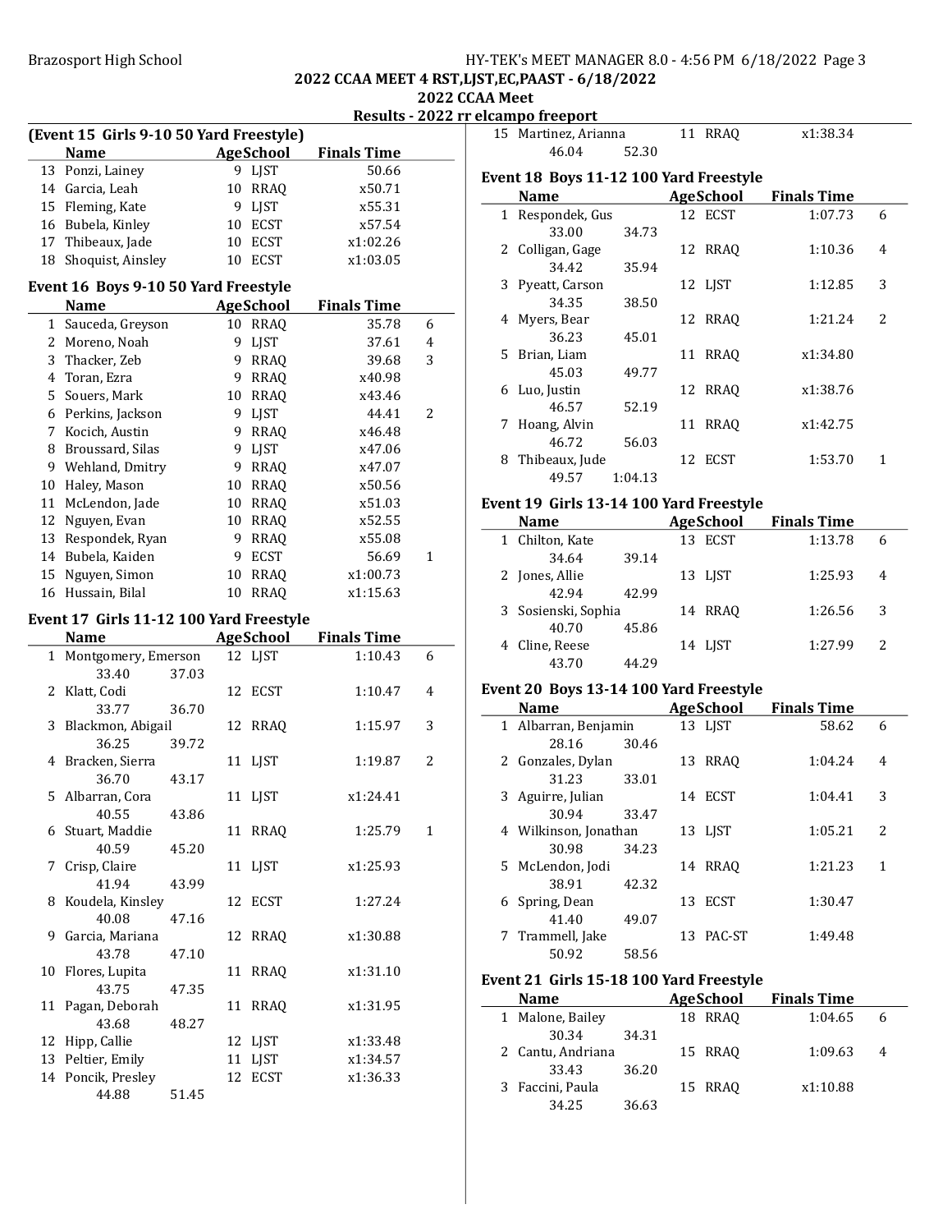**2022 CCAA MEET 4 RST,LJST,EC,PAAST - 6/18/2022**

**2022 CCAA Meet**

**Results - 2022 rr elcampo freeport**

### (Event 15 Girls 9-10 50 Yard Freestyle)

| | Name | Age | School | Finals Time | |
|---|---|---|---|---|---|
| 13 | Ponzi, Lainey | 9 | LJST | 50.66 | |
| 14 | Garcia, Leah | 10 | RRAQ | x50.71 | |
| 15 | Fleming, Kate | 9 | LJST | x55.31 | |
| 16 | Bubela, Kinley | 10 | ECST | x57.54 | |
| 17 | Thibeaux, Jade | 10 | ECST | x1:02.26 | |
| 18 | Shoquist, Ainsley | 10 | ECST | x1:03.05 | |

### Event 16 Boys 9-10 50 Yard Freestyle

| | Name | Age | School | Finals Time | |
|---|---|---|---|---|---|
| 1 | Sauceda, Greyson | 10 | RRAQ | 35.78 | 6 |
| 2 | Moreno, Noah | 9 | LJST | 37.61 | 4 |
| 3 | Thacker, Zeb | 9 | RRAQ | 39.68 | 3 |
| 4 | Toran, Ezra | 9 | RRAQ | x40.98 | |
| 5 | Souers, Mark | 10 | RRAQ | x43.46 | |
| 6 | Perkins, Jackson | 9 | LJST | 44.41 | 2 |
| 7 | Kocich, Austin | 9 | RRAQ | x46.48 | |
| 8 | Broussard, Silas | 9 | LJST | x47.06 | |
| 9 | Wehland, Dmitry | 9 | RRAQ | x47.07 | |
| 10 | Haley, Mason | 10 | RRAQ | x50.56 | |
| 11 | McLendon, Jade | 10 | RRAQ | x51.03 | |
| 12 | Nguyen, Evan | 10 | RRAQ | x52.55 | |
| 13 | Respondek, Ryan | 9 | RRAQ | x55.08 | |
| 14 | Bubela, Kaiden | 9 | ECST | 56.69 | 1 |
| 15 | Nguyen, Simon | 10 | RRAQ | x1:00.73 | |
| 16 | Hussain, Bilal | 10 | RRAQ | x1:15.63 | |

### Event 17 Girls 11-12 100 Yard Freestyle

| | Name | Age | School | Finals Time | |
|---|---|---|---|---|---|
| 1 | Montgomery, Emerson | 12 | LJST | 1:10.43 | 6 |
| | 33.40 37.03 | | | | |
| 2 | Klatt, Codi | 12 | ECST | 1:10.47 | 4 |
| | 33.77 36.70 | | | | |
| 3 | Blackmon, Abigail | 12 | RRAQ | 1:15.97 | 3 |
| | 36.25 39.72 | | | | |
| 4 | Bracken, Sierra | 11 | LJST | 1:19.87 | 2 |
| | 36.70 43.17 | | | | |
| 5 | Albarran, Cora | 11 | LJST | x1:24.41 | |
| | 40.55 43.86 | | | | |
| 6 | Stuart, Maddie | 11 | RRAQ | 1:25.79 | 1 |
| | 40.59 45.20 | | | | |
| 7 | Crisp, Claire | 11 | LJST | x1:25.93 | |
| | 41.94 43.99 | | | | |
| 8 | Koudela, Kinsley | 12 | ECST | 1:27.24 | |
| | 40.08 47.16 | | | | |
| 9 | Garcia, Mariana | 12 | RRAQ | x1:30.88 | |
| | 43.78 47.10 | | | | |
| 10 | Flores, Lupita | 11 | RRAQ | x1:31.10 | |
| | 43.75 47.35 | | | | |
| 11 | Pagan, Deborah | 11 | RRAQ | x1:31.95 | |
| | 43.68 48.27 | | | | |
| 12 | Hipp, Callie | 12 | LJST | x1:33.48 | |
| 13 | Peltier, Emily | 11 | LJST | x1:34.57 | |
| 14 | Poncik, Presley | 12 | ECST | x1:36.33 | |
| | 44.88 51.45 | | | | |
| 15 | Martinez, Arianna | 11 | RRAQ | x1:38.34 | |
| | 46.04 52.30 | | | | |

### Event 18 Boys 11-12 100 Yard Freestyle

| | Name | Age | School | Finals Time | |
|---|---|---|---|---|---|
| 1 | Respondek, Gus | 12 | ECST | 1:07.73 | 6 |
| | 33.00 34.73 | | | | |
| 2 | Colligan, Gage | 12 | RRAQ | 1:10.36 | 4 |
| | 34.42 35.94 | | | | |
| 3 | Pyeatt, Carson | 12 | LJST | 1:12.85 | 3 |
| | 34.35 38.50 | | | | |
| 4 | Myers, Bear | 12 | RRAQ | 1:21.24 | 2 |
| | 36.23 45.01 | | | | |
| 5 | Brian, Liam | 11 | RRAQ | x1:34.80 | |
| | 45.03 49.77 | | | | |
| 6 | Luo, Justin | 12 | RRAQ | x1:38.76 | |
| | 46.57 52.19 | | | | |
| 7 | Hoang, Alvin | 11 | RRAQ | x1:42.75 | |
| | 46.72 56.03 | | | | |
| 8 | Thibeaux, Jude | 12 | ECST | 1:53.70 | 1 |
| | 49.57 1:04.13 | | | | |

### Event 19 Girls 13-14 100 Yard Freestyle

| | Name | Age | School | Finals Time | |
|---|---|---|---|---|---|
| 1 | Chilton, Kate | 13 | ECST | 1:13.78 | 6 |
| | 34.64 39.14 | | | | |
| 2 | Jones, Allie | 13 | LJST | 1:25.93 | 4 |
| | 42.94 42.99 | | | | |
| 3 | Sosienski, Sophia | 14 | RRAQ | 1:26.56 | 3 |
| | 40.70 45.86 | | | | |
| 4 | Cline, Reese | 14 | LJST | 1:27.99 | 2 |
| | 43.70 44.29 | | | | |

### Event 20 Boys 13-14 100 Yard Freestyle

| | Name | Age | School | Finals Time | |
|---|---|---|---|---|---|
| 1 | Albarran, Benjamin | 13 | LJST | 58.62 | 6 |
| | 28.16 30.46 | | | | |
| 2 | Gonzales, Dylan | 13 | RRAQ | 1:04.24 | 4 |
| | 31.23 33.01 | | | | |
| 3 | Aguirre, Julian | 14 | ECST | 1:04.41 | 3 |
| | 30.94 33.47 | | | | |
| 4 | Wilkinson, Jonathan | 13 | LJST | 1:05.21 | 2 |
| | 30.98 34.23 | | | | |
| 5 | McLendon, Jodi | 14 | RRAQ | 1:21.23 | 1 |
| | 38.91 42.32 | | | | |
| 6 | Spring, Dean | 13 | ECST | 1:30.47 | |
| | 41.40 49.07 | | | | |
| 7 | Trammell, Jake | 13 | PAC-ST | 1:49.48 | |
| | 50.92 58.56 | | | | |

### Event 21 Girls 15-18 100 Yard Freestyle

| | Name | Age | School | Finals Time | |
|---|---|---|---|---|---|
| 1 | Malone, Bailey | 18 | RRAQ | 1:04.65 | 6 |
| | 30.34 34.31 | | | | |
| 2 | Cantu, Andriana | 15 | RRAQ | 1:09.63 | 4 |
| | 33.43 36.20 | | | | |
| 3 | Faccini, Paula | 15 | RRAQ | x1:10.88 | |
| | 34.25 36.63 | | | | |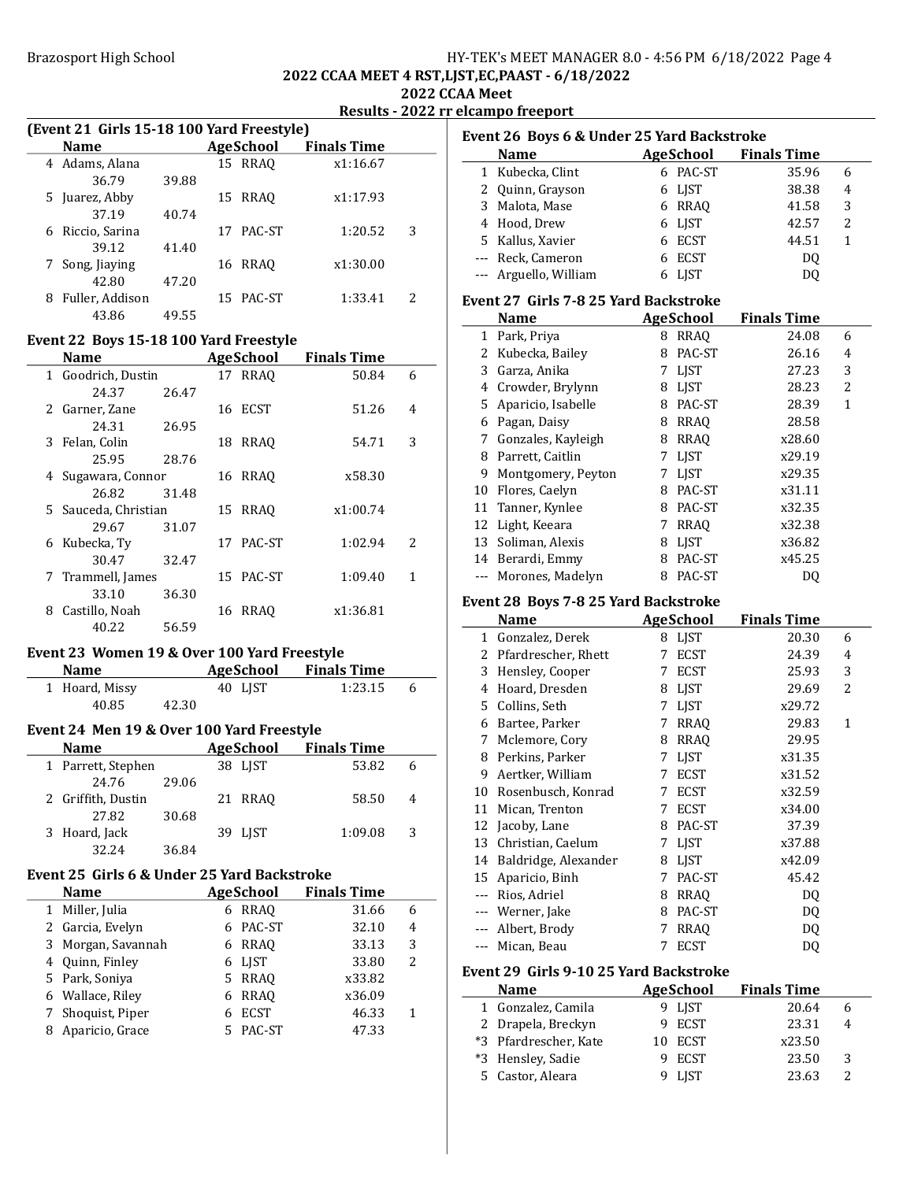## 2022 CCAA MEET 4 RST,LJST,EC,PAAST - 6/18/2022

## 2022 CCAA Meet

### Results - 2022 rr elcampo freeport

### (Event 21 Girls 15-18 100 Yard Freestyle)

| | Name | Age | School | Finals Time | Points |
|---|---|---|---|---|---|
| 4 | Adams, Alana | 15 | RRAQ | x1:16.67 | |
| | 36.79 39.88 | | | | |
| 5 | Juarez, Abby | 15 | RRAQ | x1:17.93 | |
| | 37.19 40.74 | | | | |
| 6 | Riccio, Sarina | 17 | PAC-ST | 1:20.52 | 3 |
| | 39.12 41.40 | | | | |
| 7 | Song, Jiaying | 16 | RRAQ | x1:30.00 | |
| | 42.80 47.20 | | | | |
| 8 | Fuller, Addison | 15 | PAC-ST | 1:33.41 | 2 |
| | 43.86 49.55 | | | | |

### Event 22 Boys 15-18 100 Yard Freestyle

| | Name | Age | School | Finals Time | Points |
|---|---|---|---|---|---|
| 1 | Goodrich, Dustin | 17 | RRAQ | 50.84 | 6 |
| | 24.37 26.47 | | | | |
| 2 | Garner, Zane | 16 | ECST | 51.26 | 4 |
| | 24.31 26.95 | | | | |
| 3 | Felan, Colin | 18 | RRAQ | 54.71 | 3 |
| | 25.95 28.76 | | | | |
| 4 | Sugawara, Connor | 16 | RRAQ | x58.30 | |
| | 26.82 31.48 | | | | |
| 5 | Sauceda, Christian | 15 | RRAQ | x1:00.74 | |
| | 29.67 31.07 | | | | |
| 6 | Kubecka, Ty | 17 | PAC-ST | 1:02.94 | 2 |
| | 30.47 32.47 | | | | |
| 7 | Trammell, James | 15 | PAC-ST | 1:09.40 | 1 |
| | 33.10 36.30 | | | | |
| 8 | Castillo, Noah | 16 | RRAQ | x1:36.81 | |
| | 40.22 56.59 | | | | |

### Event 23 Women 19 & Over 100 Yard Freestyle

| | Name | Age | School | Finals Time | Points |
|---|---|---|---|---|---|
| 1 | Hoard, Missy | 40 | LJST | 1:23.15 | 6 |
| | 40.85 42.30 | | | | |

### Event 24 Men 19 & Over 100 Yard Freestyle

| | Name | Age | School | Finals Time | Points |
|---|---|---|---|---|---|
| 1 | Parrett, Stephen | 38 | LJST | 53.82 | 6 |
| | 24.76 29.06 | | | | |
| 2 | Griffith, Dustin | 21 | RRAQ | 58.50 | 4 |
| | 27.82 30.68 | | | | |
| 3 | Hoard, Jack | 39 | LJST | 1:09.08 | 3 |
| | 32.24 36.84 | | | | |

### Event 25 Girls 6 & Under 25 Yard Backstroke

| | Name | Age | School | Finals Time | Points |
|---|---|---|---|---|---|
| 1 | Miller, Julia | 6 | RRAQ | 31.66 | 6 |
| 2 | Garcia, Evelyn | 6 | PAC-ST | 32.10 | 4 |
| 3 | Morgan, Savannah | 6 | RRAQ | 33.13 | 3 |
| 4 | Quinn, Finley | 6 | LJST | 33.80 | 2 |
| 5 | Park, Soniya | 5 | RRAQ | x33.82 | |
| 6 | Wallace, Riley | 6 | RRAQ | x36.09 | |
| 7 | Shoquist, Piper | 6 | ECST | 46.33 | 1 |
| 8 | Aparicio, Grace | 5 | PAC-ST | 47.33 | |

### Event 26 Boys 6 & Under 25 Yard Backstroke

| | Name | Age | School | Finals Time | Points |
|---|---|---|---|---|---|
| 1 | Kubecka, Clint | 6 | PAC-ST | 35.96 | 6 |
| 2 | Quinn, Grayson | 6 | LJST | 38.38 | 4 |
| 3 | Malota, Mase | 6 | RRAQ | 41.58 | 3 |
| 4 | Hood, Drew | 6 | LJST | 42.57 | 2 |
| 5 | Kallus, Xavier | 6 | ECST | 44.51 | 1 |
| --- | Reck, Cameron | 6 | ECST | DQ | |
| --- | Arguello, William | 6 | LJST | DQ | |

### Event 27 Girls 7-8 25 Yard Backstroke

| | Name | Age | School | Finals Time | Points |
|---|---|---|---|---|---|
| 1 | Park, Priya | 8 | RRAQ | 24.08 | 6 |
| 2 | Kubecka, Bailey | 8 | PAC-ST | 26.16 | 4 |
| 3 | Garza, Anika | 7 | LJST | 27.23 | 3 |
| 4 | Crowder, Brylynn | 8 | LJST | 28.23 | 2 |
| 5 | Aparicio, Isabelle | 8 | PAC-ST | 28.39 | 1 |
| 6 | Pagan, Daisy | 8 | RRAQ | 28.58 | |
| 7 | Gonzales, Kayleigh | 8 | RRAQ | x28.60 | |
| 8 | Parrett, Caitlin | 7 | LJST | x29.19 | |
| 9 | Montgomery, Peyton | 7 | LJST | x29.35 | |
| 10 | Flores, Caelyn | 8 | PAC-ST | x31.11 | |
| 11 | Tanner, Kynlee | 8 | PAC-ST | x32.35 | |
| 12 | Light, Keeara | 7 | RRAQ | x32.38 | |
| 13 | Soliman, Alexis | 8 | LJST | x36.82 | |
| 14 | Berardi, Emmy | 8 | PAC-ST | x45.25 | |
| --- | Morones, Madelyn | 8 | PAC-ST | DQ | |

### Event 28 Boys 7-8 25 Yard Backstroke

| | Name | Age | School | Finals Time | Points |
|---|---|---|---|---|---|
| 1 | Gonzalez, Derek | 8 | LJST | 20.30 | 6 |
| 2 | Pfardrescher, Rhett | 7 | ECST | 24.39 | 4 |
| 3 | Hensley, Cooper | 7 | ECST | 25.93 | 3 |
| 4 | Hoard, Dresden | 8 | LJST | 29.69 | 2 |
| 5 | Collins, Seth | 7 | LJST | x29.72 | |
| 6 | Bartee, Parker | 7 | RRAQ | 29.83 | 1 |
| 7 | Mclemore, Cory | 8 | RRAQ | 29.95 | |
| 8 | Perkins, Parker | 7 | LJST | x31.35 | |
| 9 | Aertker, William | 7 | ECST | x31.52 | |
| 10 | Rosenbusch, Konrad | 7 | ECST | x32.59 | |
| 11 | Mican, Trenton | 7 | ECST | x34.00 | |
| 12 | Jacoby, Lane | 8 | PAC-ST | 37.39 | |
| 13 | Christian, Caelum | 7 | LJST | x37.88 | |
| 14 | Baldridge, Alexander | 8 | LJST | x42.09 | |
| 15 | Aparicio, Binh | 7 | PAC-ST | 45.42 | |
| --- | Rios, Adriel | 8 | RRAQ | DQ | |
| --- | Werner, Jake | 8 | PAC-ST | DQ | |
| --- | Albert, Brody | 7 | RRAQ | DQ | |
| --- | Mican, Beau | 7 | ECST | DQ | |

### Event 29 Girls 9-10 25 Yard Backstroke

| | Name | Age | School | Finals Time | Points |
|---|---|---|---|---|---|
| 1 | Gonzalez, Camila | 9 | LJST | 20.64 | 6 |
| 2 | Drapela, Breckyn | 9 | ECST | 23.31 | 4 |
| *3 | Pfardrescher, Kate | 10 | ECST | x23.50 | |
| *3 | Hensley, Sadie | 9 | ECST | 23.50 | 3 |
| 5 | Castor, Aleara | 9 | LJST | 23.63 | 2 |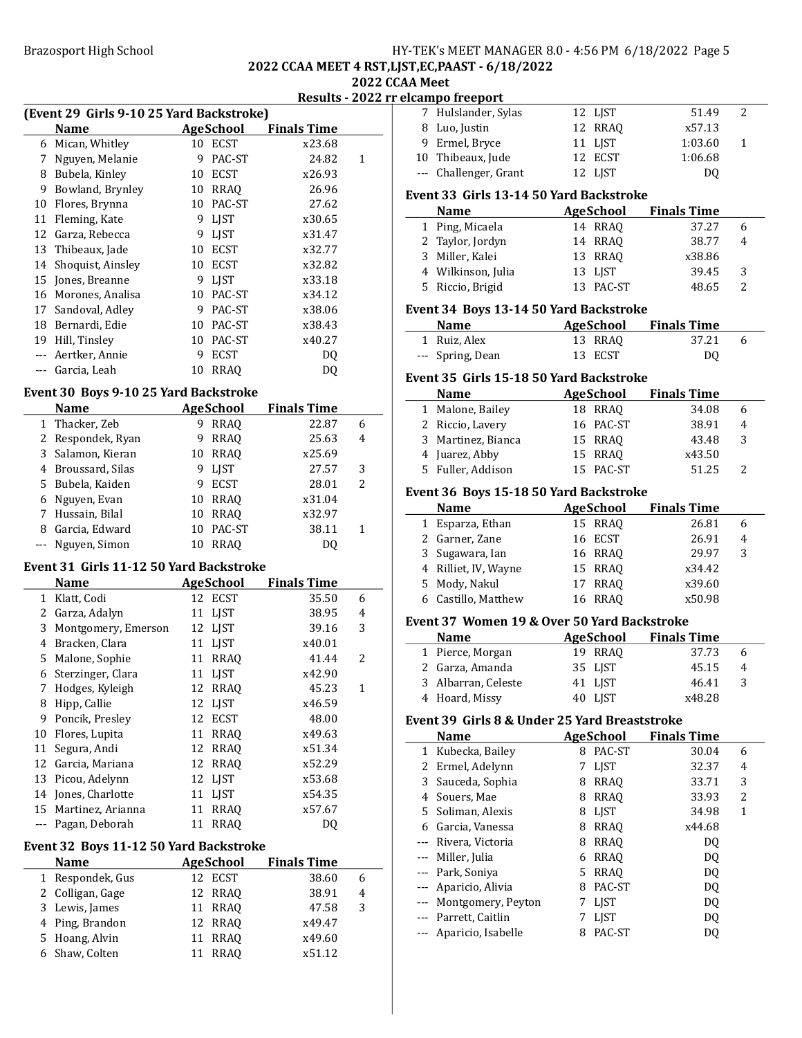2022 CCAA MEET 4 RST,LJST,EC,PAAST - 6/18/2022

2022 CCAA Meet

Results - 2022 rr elcampo freeport

### (Event 29 Girls 9-10 25 Yard Backstroke)

| | Name | Age | School | Finals Time | |
|---|---|---|---|---|---|
| 6 | Mican, Whitley | 10 | ECST | x23.68 | |
| 7 | Nguyen, Melanie | 9 | PAC-ST | 24.82 | 1 |
| 8 | Bubela, Kinley | 10 | ECST | x26.93 | |
| 9 | Bowland, Brynley | 10 | RRAQ | 26.96 | |
| 10 | Flores, Brynna | 10 | PAC-ST | 27.62 | |
| 11 | Fleming, Kate | 9 | LJST | x30.65 | |
| 12 | Garza, Rebecca | 9 | LJST | x31.47 | |
| 13 | Thibeaux, Jade | 10 | ECST | x32.77 | |
| 14 | Shoquist, Ainsley | 10 | ECST | x32.82 | |
| 15 | Jones, Breanne | 9 | LJST | x33.18 | |
| 16 | Morones, Analisa | 10 | PAC-ST | x34.12 | |
| 17 | Sandoval, Adley | 9 | PAC-ST | x38.06 | |
| 18 | Bernardi, Edie | 10 | PAC-ST | x38.43 | |
| 19 | Hill, Tinsley | 10 | PAC-ST | x40.27 | |
| --- | Aertker, Annie | 9 | ECST | DQ | |
| --- | Garcia, Leah | 10 | RRAQ | DQ | |

### Event 30 Boys 9-10 25 Yard Backstroke

| | Name | Age | School | Finals Time | |
|---|---|---|---|---|---|
| 1 | Thacker, Zeb | 9 | RRAQ | 22.87 | 6 |
| 2 | Respondek, Ryan | 9 | RRAQ | 25.63 | 4 |
| 3 | Salamon, Kieran | 10 | RRAQ | x25.69 | |
| 4 | Broussard, Silas | 9 | LJST | 27.57 | 3 |
| 5 | Bubela, Kaiden | 9 | ECST | 28.01 | 2 |
| 6 | Nguyen, Evan | 10 | RRAQ | x31.04 | |
| 7 | Hussain, Bilal | 10 | RRAQ | x32.97 | |
| 8 | Garcia, Edward | 10 | PAC-ST | 38.11 | 1 |
| --- | Nguyen, Simon | 10 | RRAQ | DQ | |

### Event 31 Girls 11-12 50 Yard Backstroke

| | Name | Age | School | Finals Time | |
|---|---|---|---|---|---|
| 1 | Klatt, Codi | 12 | ECST | 35.50 | 6 |
| 2 | Garza, Adalyn | 11 | LJST | 38.95 | 4 |
| 3 | Montgomery, Emerson | 12 | LJST | 39.16 | 3 |
| 4 | Bracken, Clara | 11 | LJST | x40.01 | |
| 5 | Malone, Sophie | 11 | RRAQ | 41.44 | 2 |
| 6 | Sterzinger, Clara | 11 | LJST | x42.90 | |
| 7 | Hodges, Kyleigh | 12 | RRAQ | 45.23 | 1 |
| 8 | Hipp, Callie | 12 | LJST | x46.59 | |
| 9 | Poncik, Presley | 12 | ECST | 48.00 | |
| 10 | Flores, Lupita | 11 | RRAQ | x49.63 | |
| 11 | Segura, Andi | 12 | RRAQ | x51.34 | |
| 12 | Garcia, Mariana | 12 | RRAQ | x52.29 | |
| 13 | Picou, Adelynn | 12 | LJST | x53.68 | |
| 14 | Jones, Charlotte | 11 | LJST | x54.35 | |
| 15 | Martinez, Arianna | 11 | RRAQ | x57.67 | |
| --- | Pagan, Deborah | 11 | RRAQ | DQ | |

### Event 32 Boys 11-12 50 Yard Backstroke

| | Name | Age | School | Finals Time | |
|---|---|---|---|---|---|
| 1 | Respondek, Gus | 12 | ECST | 38.60 | 6 |
| 2 | Colligan, Gage | 12 | RRAQ | 38.91 | 4 |
| 3 | Lewis, James | 11 | RRAQ | 47.58 | 3 |
| 4 | Ping, Brandon | 12 | RRAQ | x49.47 | |
| 5 | Hoang, Alvin | 11 | RRAQ | x49.60 | |
| 6 | Shaw, Colten | 11 | RRAQ | x51.12 | |
| 7 | Hulslander, Sylas | 12 | LJST | 51.49 | 2 |
| 8 | Luo, Justin | 12 | RRAQ | x57.13 | |
| 9 | Ermel, Bryce | 11 | LJST | 1:03.60 | 1 |
| 10 | Thibeaux, Jude | 12 | ECST | 1:06.68 | |
| --- | Challenger, Grant | 12 | LJST | DQ | |

### Event 33 Girls 13-14 50 Yard Backstroke

| | Name | Age | School | Finals Time | |
|---|---|---|---|---|---|
| 1 | Ping, Micaela | 14 | RRAQ | 37.27 | 6 |
| 2 | Taylor, Jordyn | 14 | RRAQ | 38.77 | 4 |
| 3 | Miller, Kalei | 13 | RRAQ | x38.86 | |
| 4 | Wilkinson, Julia | 13 | LJST | 39.45 | 3 |
| 5 | Riccio, Brigid | 13 | PAC-ST | 48.65 | 2 |

### Event 34 Boys 13-14 50 Yard Backstroke

| | Name | Age | School | Finals Time | |
|---|---|---|---|---|---|
| 1 | Ruiz, Alex | 13 | RRAQ | 37.21 | 6 |
| --- | Spring, Dean | 13 | ECST | DQ | |

### Event 35 Girls 15-18 50 Yard Backstroke

| | Name | Age | School | Finals Time | |
|---|---|---|---|---|---|
| 1 | Malone, Bailey | 18 | RRAQ | 34.08 | 6 |
| 2 | Riccio, Lavery | 16 | PAC-ST | 38.91 | 4 |
| 3 | Martinez, Bianca | 15 | RRAQ | 43.48 | 3 |
| 4 | Juarez, Abby | 15 | RRAQ | x43.50 | |
| 5 | Fuller, Addison | 15 | PAC-ST | 51.25 | 2 |

### Event 36 Boys 15-18 50 Yard Backstroke

| | Name | Age | School | Finals Time | |
|---|---|---|---|---|---|
| 1 | Esparza, Ethan | 15 | RRAQ | 26.81 | 6 |
| 2 | Garner, Zane | 16 | ECST | 26.91 | 4 |
| 3 | Sugawara, Ian | 16 | RRAQ | 29.97 | 3 |
| 4 | Rilliet, IV, Wayne | 15 | RRAQ | x34.42 | |
| 5 | Mody, Nakul | 17 | RRAQ | x39.60 | |
| 6 | Castillo, Matthew | 16 | RRAQ | x50.98 | |

### Event 37 Women 19 & Over 50 Yard Backstroke

| | Name | Age | School | Finals Time | |
|---|---|---|---|---|---|
| 1 | Pierce, Morgan | 19 | RRAQ | 37.73 | 6 |
| 2 | Garza, Amanda | 35 | LJST | 45.15 | 4 |
| 3 | Albarran, Celeste | 41 | LJST | 46.41 | 3 |
| 4 | Hoard, Missy | 40 | LJST | x48.28 | |

### Event 39 Girls 8 & Under 25 Yard Breaststroke

| | Name | Age | School | Finals Time | |
|---|---|---|---|---|---|
| 1 | Kubecka, Bailey | 8 | PAC-ST | 30.04 | 6 |
| 2 | Ermel, Adelynn | 7 | LJST | 32.37 | 4 |
| 3 | Sauceda, Sophia | 8 | RRAQ | 33.71 | 3 |
| 4 | Souers, Mae | 8 | RRAQ | 33.93 | 2 |
| 5 | Soliman, Alexis | 8 | LJST | 34.98 | 1 |
| 6 | Garcia, Vanessa | 8 | RRAQ | x44.68 | |
| --- | Rivera, Victoria | 8 | RRAQ | DQ | |
| --- | Miller, Julia | 6 | RRAQ | DQ | |
| --- | Park, Soniya | 5 | RRAQ | DQ | |
| --- | Aparicio, Alivia | 8 | PAC-ST | DQ | |
| --- | Montgomery, Peyton | 7 | LJST | DQ | |
| --- | Parrett, Caitlin | 7 | LJST | DQ | |
| --- | Aparicio, Isabelle | 8 | PAC-ST | DQ | |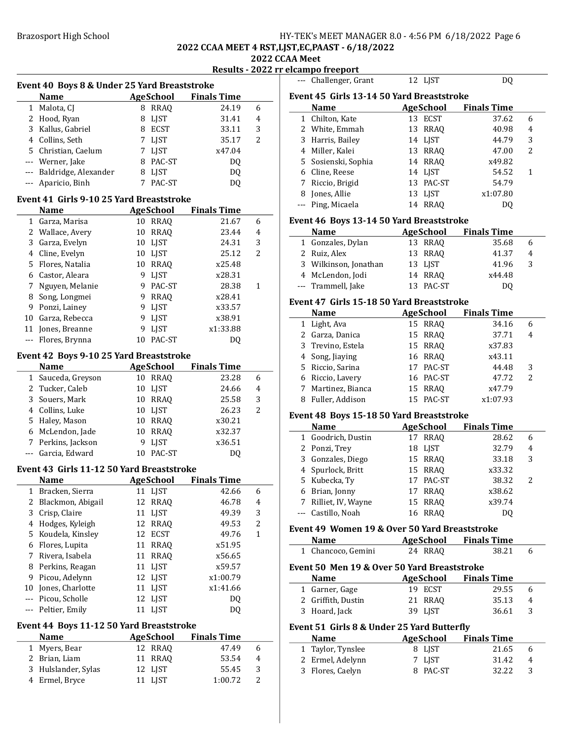2022 CCAA MEET 4 RST,LJST,EC,PAAST - 6/18/2022

2022 CCAA Meet

Results - 2022 rr elcampo freeport

### Event 40 Boys 8 & Under 25 Yard Breaststroke

| | Name | Age | School | Finals Time | |
|---|---|---|---|---|---|
| 1 | Malota, CJ | 8 | RRAQ | 24.19 | 6 |
| 2 | Hood, Ryan | 8 | LJST | 31.41 | 4 |
| 3 | Kallus, Gabriel | 8 | ECST | 33.11 | 3 |
| 4 | Collins, Seth | 7 | LJST | 35.17 | 2 |
| 5 | Christian, Caelum | 7 | LJST | x47.04 | |
| --- | Werner, Jake | 8 | PAC-ST | DQ | |
| --- | Baldridge, Alexander | 8 | LJST | DQ | |
| --- | Aparicio, Binh | 7 | PAC-ST | DQ | |

### Event 41 Girls 9-10 25 Yard Breaststroke

| | Name | Age | School | Finals Time | |
|---|---|---|---|---|---|
| 1 | Garza, Marisa | 10 | RRAQ | 21.67 | 6 |
| 2 | Wallace, Avery | 10 | RRAQ | 23.44 | 4 |
| 3 | Garza, Evelyn | 10 | LJST | 24.31 | 3 |
| 4 | Cline, Evelyn | 10 | LJST | 25.12 | 2 |
| 5 | Flores, Natalia | 10 | RRAQ | x25.48 | |
| 6 | Castor, Aleara | 9 | LJST | x28.31 | |
| 7 | Nguyen, Melanie | 9 | PAC-ST | 28.38 | 1 |
| 8 | Song, Longmei | 9 | RRAQ | x28.41 | |
| 9 | Ponzi, Lainey | 9 | LJST | x33.57 | |
| 10 | Garza, Rebecca | 9 | LJST | x38.91 | |
| 11 | Jones, Breanne | 9 | LJST | x1:33.88 | |
| --- | Flores, Brynna | 10 | PAC-ST | DQ | |

### Event 42 Boys 9-10 25 Yard Breaststroke

| | Name | Age | School | Finals Time | |
|---|---|---|---|---|---|
| 1 | Sauceda, Greyson | 10 | RRAQ | 23.28 | 6 |
| 2 | Tucker, Caleb | 10 | LJST | 24.66 | 4 |
| 3 | Souers, Mark | 10 | RRAQ | 25.58 | 3 |
| 4 | Collins, Luke | 10 | LJST | 26.23 | 2 |
| 5 | Haley, Mason | 10 | RRAQ | x30.21 | |
| 6 | McLendon, Jade | 10 | RRAQ | x32.37 | |
| 7 | Perkins, Jackson | 9 | LJST | x36.51 | |
| --- | Garcia, Edward | 10 | PAC-ST | DQ | |

### Event 43 Girls 11-12 50 Yard Breaststroke

| | Name | Age | School | Finals Time | |
|---|---|---|---|---|---|
| 1 | Bracken, Sierra | 11 | LJST | 42.66 | 6 |
| 2 | Blackmon, Abigail | 12 | RRAQ | 46.78 | 4 |
| 3 | Crisp, Claire | 11 | LJST | 49.39 | 3 |
| 4 | Hodges, Kyleigh | 12 | RRAQ | 49.53 | 2 |
| 5 | Koudela, Kinsley | 12 | ECST | 49.76 | 1 |
| 6 | Flores, Lupita | 11 | RRAQ | x51.95 | |
| 7 | Rivera, Isabela | 11 | RRAQ | x56.65 | |
| 8 | Perkins, Reagan | 11 | LJST | x59.57 | |
| 9 | Picou, Adelynn | 12 | LJST | x1:00.79 | |
| 10 | Jones, Charlotte | 11 | LJST | x1:41.66 | |
| --- | Picou, Scholle | 12 | LJST | DQ | |
| --- | Peltier, Emily | 11 | LJST | DQ | |

### Event 44 Boys 11-12 50 Yard Breaststroke

| | Name | Age | School | Finals Time | |
|---|---|---|---|---|---|
| 1 | Myers, Bear | 12 | RRAQ | 47.49 | 6 |
| 2 | Brian, Liam | 11 | RRAQ | 53.54 | 4 |
| 3 | Hulslander, Sylas | 12 | LJST | 55.45 | 3 |
| 4 | Ermel, Bryce | 11 | LJST | 1:00.72 | 2 |
| --- | Challenger, Grant | 12 | LJST | DQ | |

### Event 45 Girls 13-14 50 Yard Breaststroke

| | Name | Age | School | Finals Time | |
|---|---|---|---|---|---|
| 1 | Chilton, Kate | 13 | ECST | 37.62 | 6 |
| 2 | White, Emmah | 13 | RRAQ | 40.98 | 4 |
| 3 | Harris, Bailey | 14 | LJST | 44.79 | 3 |
| 4 | Miller, Kalei | 13 | RRAQ | 47.00 | 2 |
| 5 | Sosienski, Sophia | 14 | RRAQ | x49.82 | |
| 6 | Cline, Reese | 14 | LJST | 54.52 | 1 |
| 7 | Riccio, Brigid | 13 | PAC-ST | 54.79 | |
| 8 | Jones, Allie | 13 | LJST | x1:07.80 | |
| --- | Ping, Micaela | 14 | RRAQ | DQ | |

### Event 46 Boys 13-14 50 Yard Breaststroke

| | Name | Age | School | Finals Time | |
|---|---|---|---|---|---|
| 1 | Gonzales, Dylan | 13 | RRAQ | 35.68 | 6 |
| 2 | Ruiz, Alex | 13 | RRAQ | 41.37 | 4 |
| 3 | Wilkinson, Jonathan | 13 | LJST | 41.96 | 3 |
| 4 | McLendon, Jodi | 14 | RRAQ | x44.48 | |
| --- | Trammell, Jake | 13 | PAC-ST | DQ | |

### Event 47 Girls 15-18 50 Yard Breaststroke

| | Name | Age | School | Finals Time | |
|---|---|---|---|---|---|
| 1 | Light, Ava | 15 | RRAQ | 34.16 | 6 |
| 2 | Garza, Danica | 15 | RRAQ | 37.71 | 4 |
| 3 | Trevino, Estela | 15 | RRAQ | x37.83 | |
| 4 | Song, Jiaying | 16 | RRAQ | x43.11 | |
| 5 | Riccio, Sarina | 17 | PAC-ST | 44.48 | 3 |
| 6 | Riccio, Lavery | 16 | PAC-ST | 47.72 | 2 |
| 7 | Martinez, Bianca | 15 | RRAQ | x47.79 | |
| 8 | Fuller, Addison | 15 | PAC-ST | x1:07.93 | |

### Event 48 Boys 15-18 50 Yard Breaststroke

| | Name | Age | School | Finals Time | |
|---|---|---|---|---|---|
| 1 | Goodrich, Dustin | 17 | RRAQ | 28.62 | 6 |
| 2 | Ponzi, Trey | 18 | LJST | 32.79 | 4 |
| 3 | Gonzales, Diego | 15 | RRAQ | 33.18 | 3 |
| 4 | Spurlock, Britt | 15 | RRAQ | x33.32 | |
| 5 | Kubecka, Ty | 17 | PAC-ST | 38.32 | 2 |
| 6 | Brian, Jonny | 17 | RRAQ | x38.62 | |
| 7 | Rilliet, IV, Wayne | 15 | RRAQ | x39.74 | |
| --- | Castillo, Noah | 16 | RRAQ | DQ | |

### Event 49 Women 19 & Over 50 Yard Breaststroke

| | Name | Age | School | Finals Time | |
|---|---|---|---|---|---|
| 1 | Chancoco, Gemini | 24 | RRAQ | 38.21 | 6 |

### Event 50 Men 19 & Over 50 Yard Breaststroke

| | Name | Age | School | Finals Time | |
|---|---|---|---|---|---|
| 1 | Garner, Gage | 19 | ECST | 29.55 | 6 |
| 2 | Griffith, Dustin | 21 | RRAQ | 35.13 | 4 |
| 3 | Hoard, Jack | 39 | LJST | 36.61 | 3 |

### Event 51 Girls 8 & Under 25 Yard Butterfly

| | Name | Age | School | Finals Time | |
|---|---|---|---|---|---|
| 1 | Taylor, Tynslee | 8 | LJST | 21.65 | 6 |
| 2 | Ermel, Adelynn | 7 | LJST | 31.42 | 4 |
| 3 | Flores, Caelyn | 8 | PAC-ST | 32.22 | 3 |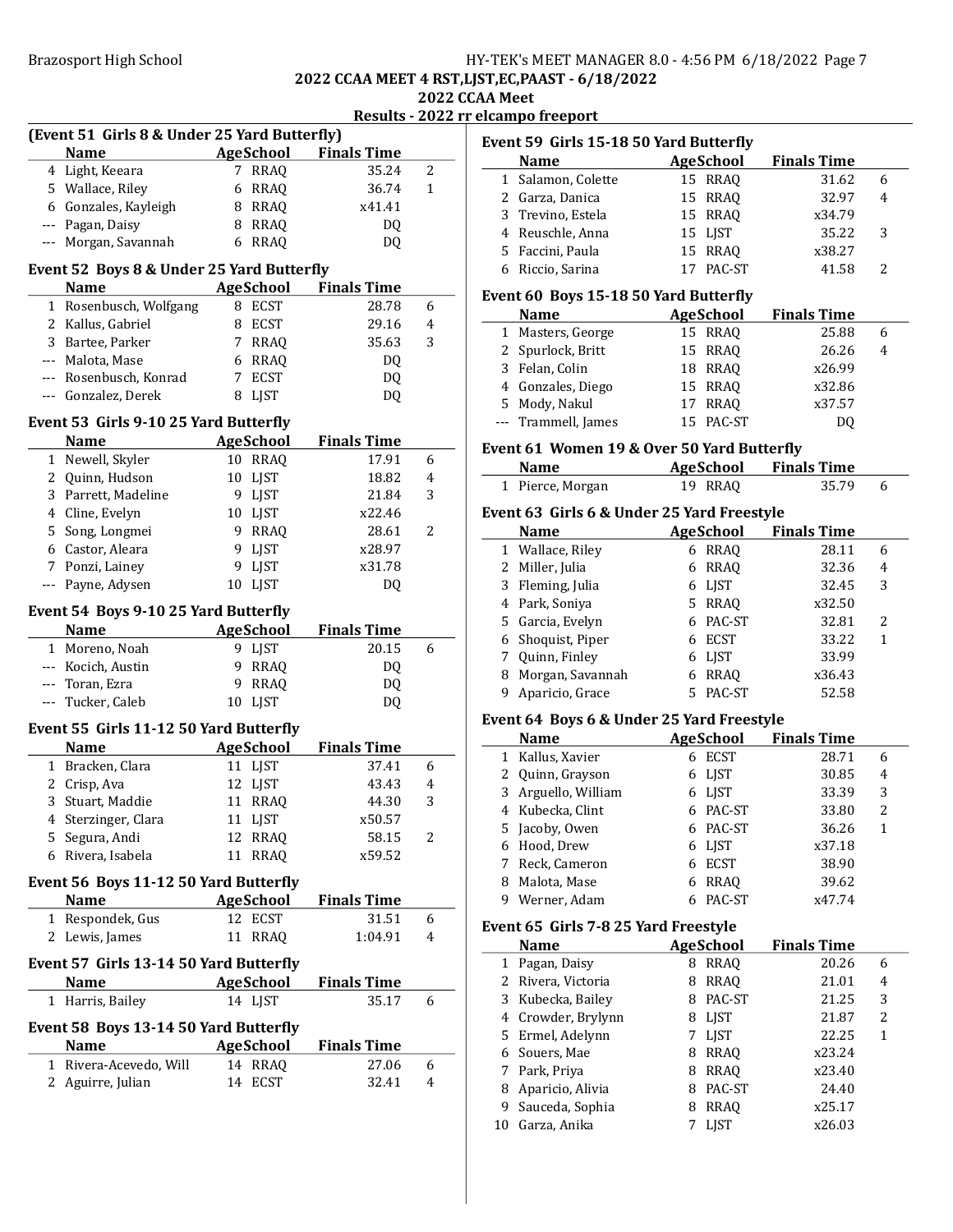2022 CCAA MEET 4 RST,LJST,EC,PAAST - 6/18/2022

2022 CCAA Meet

Results - 2022 rr elcampo freeport

### (Event 51 Girls 8 & Under 25 Yard Butterfly)

| | Name | Age | School | Finals Time | |
|---|---|---|---|---|---|
| 4 | Light, Keeara | 7 | RRAQ | 35.24 | 2 |
| 5 | Wallace, Riley | 6 | RRAQ | 36.74 | 1 |
| 6 | Gonzales, Kayleigh | 8 | RRAQ | x41.41 | |
| --- | Pagan, Daisy | 8 | RRAQ | DQ | |
| --- | Morgan, Savannah | 6 | RRAQ | DQ | |

### Event 52 Boys 8 & Under 25 Yard Butterfly

| | Name | Age | School | Finals Time | |
|---|---|---|---|---|---|
| 1 | Rosenbusch, Wolfgang | 8 | ECST | 28.78 | 6 |
| 2 | Kallus, Gabriel | 8 | ECST | 29.16 | 4 |
| 3 | Bartee, Parker | 7 | RRAQ | 35.63 | 3 |
| --- | Malota, Mase | 6 | RRAQ | DQ | |
| --- | Rosenbusch, Konrad | 7 | ECST | DQ | |
| --- | Gonzalez, Derek | 8 | LJST | DQ | |

### Event 53 Girls 9-10 25 Yard Butterfly

| | Name | Age | School | Finals Time | |
|---|---|---|---|---|---|
| 1 | Newell, Skyler | 10 | RRAQ | 17.91 | 6 |
| 2 | Quinn, Hudson | 10 | LJST | 18.82 | 4 |
| 3 | Parrett, Madeline | 9 | LJST | 21.84 | 3 |
| 4 | Cline, Evelyn | 10 | LJST | x22.46 | |
| 5 | Song, Longmei | 9 | RRAQ | 28.61 | 2 |
| 6 | Castor, Aleara | 9 | LJST | x28.97 | |
| 7 | Ponzi, Lainey | 9 | LJST | x31.78 | |
| --- | Payne, Adysen | 10 | LJST | DQ | |

### Event 54 Boys 9-10 25 Yard Butterfly

| | Name | Age | School | Finals Time | |
|---|---|---|---|---|---|
| 1 | Moreno, Noah | 9 | LJST | 20.15 | 6 |
| --- | Kocich, Austin | 9 | RRAQ | DQ | |
| --- | Toran, Ezra | 9 | RRAQ | DQ | |
| --- | Tucker, Caleb | 10 | LJST | DQ | |

### Event 55 Girls 11-12 50 Yard Butterfly

| | Name | Age | School | Finals Time | |
|---|---|---|---|---|---|
| 1 | Bracken, Clara | 11 | LJST | 37.41 | 6 |
| 2 | Crisp, Ava | 12 | LJST | 43.43 | 4 |
| 3 | Stuart, Maddie | 11 | RRAQ | 44.30 | 3 |
| 4 | Sterzinger, Clara | 11 | LJST | x50.57 | |
| 5 | Segura, Andi | 12 | RRAQ | 58.15 | 2 |
| 6 | Rivera, Isabela | 11 | RRAQ | x59.52 | |

### Event 56 Boys 11-12 50 Yard Butterfly

| | Name | Age | School | Finals Time | |
|---|---|---|---|---|---|
| 1 | Respondek, Gus | 12 | ECST | 31.51 | 6 |
| 2 | Lewis, James | 11 | RRAQ | 1:04.91 | 4 |

### Event 57 Girls 13-14 50 Yard Butterfly

| | Name | Age | School | Finals Time | |
|---|---|---|---|---|---|
| 1 | Harris, Bailey | 14 | LJST | 35.17 | 6 |

### Event 58 Boys 13-14 50 Yard Butterfly

| | Name | Age | School | Finals Time | |
|---|---|---|---|---|---|
| 1 | Rivera-Acevedo, Will | 14 | RRAQ | 27.06 | 6 |
| 2 | Aguirre, Julian | 14 | ECST | 32.41 | 4 |

### Event 59 Girls 15-18 50 Yard Butterfly

| | Name | Age | School | Finals Time | |
|---|---|---|---|---|---|
| 1 | Salamon, Colette | 15 | RRAQ | 31.62 | 6 |
| 2 | Garza, Danica | 15 | RRAQ | 32.97 | 4 |
| 3 | Trevino, Estela | 15 | RRAQ | x34.79 | |
| 4 | Reuschle, Anna | 15 | LJST | 35.22 | 3 |
| 5 | Faccini, Paula | 15 | RRAQ | x38.27 | |
| 6 | Riccio, Sarina | 17 | PAC-ST | 41.58 | 2 |

### Event 60 Boys 15-18 50 Yard Butterfly

| | Name | Age | School | Finals Time | |
|---|---|---|---|---|---|
| 1 | Masters, George | 15 | RRAQ | 25.88 | 6 |
| 2 | Spurlock, Britt | 15 | RRAQ | 26.26 | 4 |
| 3 | Felan, Colin | 18 | RRAQ | x26.99 | |
| 4 | Gonzales, Diego | 15 | RRAQ | x32.86 | |
| 5 | Mody, Nakul | 17 | RRAQ | x37.57 | |
| --- | Trammell, James | 15 | PAC-ST | DQ | |

### Event 61 Women 19 & Over 50 Yard Butterfly

| | Name | Age | School | Finals Time | |
|---|---|---|---|---|---|
| 1 | Pierce, Morgan | 19 | RRAQ | 35.79 | 6 |

### Event 63 Girls 6 & Under 25 Yard Freestyle

| | Name | Age | School | Finals Time | |
|---|---|---|---|---|---|
| 1 | Wallace, Riley | 6 | RRAQ | 28.11 | 6 |
| 2 | Miller, Julia | 6 | RRAQ | 32.36 | 4 |
| 3 | Fleming, Julia | 6 | LJST | 32.45 | 3 |
| 4 | Park, Soniya | 5 | RRAQ | x32.50 | |
| 5 | Garcia, Evelyn | 6 | PAC-ST | 32.81 | 2 |
| 6 | Shoquist, Piper | 6 | ECST | 33.22 | 1 |
| 7 | Quinn, Finley | 6 | LJST | 33.99 | |
| 8 | Morgan, Savannah | 6 | RRAQ | x36.43 | |
| 9 | Aparicio, Grace | 5 | PAC-ST | 52.58 | |

### Event 64 Boys 6 & Under 25 Yard Freestyle

| | Name | Age | School | Finals Time | |
|---|---|---|---|---|---|
| 1 | Kallus, Xavier | 6 | ECST | 28.71 | 6 |
| 2 | Quinn, Grayson | 6 | LJST | 30.85 | 4 |
| 3 | Arguello, William | 6 | LJST | 33.39 | 3 |
| 4 | Kubecka, Clint | 6 | PAC-ST | 33.80 | 2 |
| 5 | Jacoby, Owen | 6 | PAC-ST | 36.26 | 1 |
| 6 | Hood, Drew | 6 | LJST | x37.18 | |
| 7 | Reck, Cameron | 6 | ECST | 38.90 | |
| 8 | Malota, Mase | 6 | RRAQ | 39.62 | |
| 9 | Werner, Adam | 6 | PAC-ST | x47.74 | |

### Event 65 Girls 7-8 25 Yard Freestyle

| | Name | Age | School | Finals Time | |
|---|---|---|---|---|---|
| 1 | Pagan, Daisy | 8 | RRAQ | 20.26 | 6 |
| 2 | Rivera, Victoria | 8 | RRAQ | 21.01 | 4 |
| 3 | Kubecka, Bailey | 8 | PAC-ST | 21.25 | 3 |
| 4 | Crowder, Brylynn | 8 | LJST | 21.87 | 2 |
| 5 | Ermel, Adelynn | 7 | LJST | 22.25 | 1 |
| 6 | Souers, Mae | 8 | RRAQ | x23.24 | |
| 7 | Park, Priya | 8 | RRAQ | x23.40 | |
| 8 | Aparicio, Alivia | 8 | PAC-ST | 24.40 | |
| 9 | Sauceda, Sophia | 8 | RRAQ | x25.17 | |
| 10 | Garza, Anika | 7 | LJST | x26.03 | |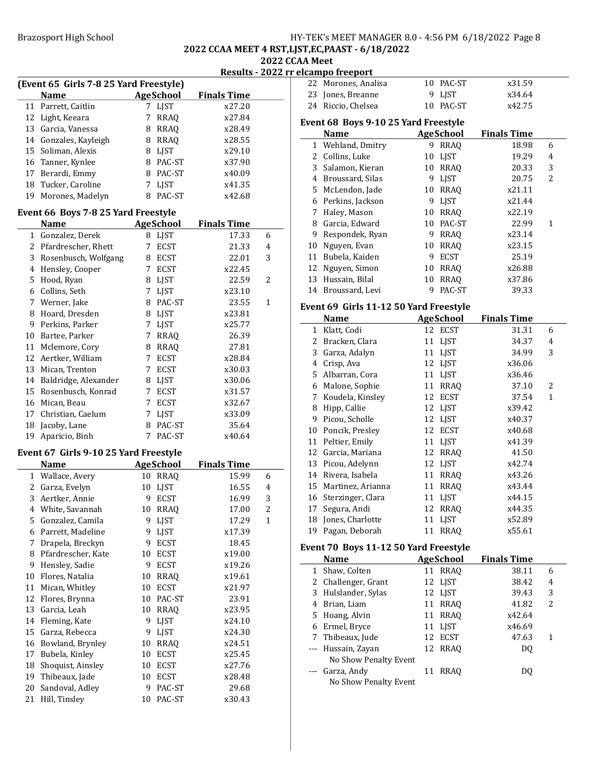## 2022 CCAA MEET 4 RST,LJST,EC,PAAST - 6/18/2022

### 2022 CCAA Meet

### Results - 2022 rr elcampo freeport

**(Event 65 Girls 7-8 25 Yard Freestyle)**

| | Name | Age | School | Finals Time | |
|---|---|---|---|---|---|
| 11 | Parrett, Caitlin | 7 | LJST | x27.20 | |
| 12 | Light, Keeara | 7 | RRAQ | x27.84 | |
| 13 | Garcia, Vanessa | 8 | RRAQ | x28.49 | |
| 14 | Gonzales, Kayleigh | 8 | RRAQ | x28.55 | |
| 15 | Soliman, Alexis | 8 | LJST | x29.10 | |
| 16 | Tanner, Kynlee | 8 | PAC-ST | x37.90 | |
| 17 | Berardi, Emmy | 8 | PAC-ST | x40.09 | |
| 18 | Tucker, Caroline | 7 | LJST | x41.35 | |
| 19 | Morones, Madelyn | 8 | PAC-ST | x42.68 | |

**Event 66 Boys 7-8 25 Yard Freestyle**

| | Name | Age | School | Finals Time | |
|---|---|---|---|---|---|
| 1 | Gonzalez, Derek | 8 | LJST | 17.33 | 6 |
| 2 | Pfardrescher, Rhett | 7 | ECST | 21.33 | 4 |
| 3 | Rosenbusch, Wolfgang | 8 | ECST | 22.01 | 3 |
| 4 | Hensley, Cooper | 7 | ECST | x22.45 | |
| 5 | Hood, Ryan | 8 | LJST | 22.59 | 2 |
| 6 | Collins, Seth | 7 | LJST | x23.10 | |
| 7 | Werner, Jake | 8 | PAC-ST | 23.55 | 1 |
| 8 | Hoard, Dresden | 8 | LJST | x23.81 | |
| 9 | Perkins, Parker | 7 | LJST | x25.77 | |
| 10 | Bartee, Parker | 7 | RRAQ | 26.39 | |
| 11 | Mclemore, Cory | 8 | RRAQ | 27.81 | |
| 12 | Aertker, William | 7 | ECST | x28.84 | |
| 13 | Mican, Trenton | 7 | ECST | x30.03 | |
| 14 | Baldridge, Alexander | 8 | LJST | x30.06 | |
| 15 | Rosenbusch, Konrad | 7 | ECST | x31.57 | |
| 16 | Mican, Beau | 7 | ECST | x32.67 | |
| 17 | Christian, Caelum | 7 | LJST | x33.09 | |
| 18 | Jacoby, Lane | 8 | PAC-ST | 35.64 | |
| 19 | Aparicio, Binh | 7 | PAC-ST | x40.64 | |

**Event 67 Girls 9-10 25 Yard Freestyle**

| | Name | Age | School | Finals Time | |
|---|---|---|---|---|---|
| 1 | Wallace, Avery | 10 | RRAQ | 15.99 | 6 |
| 2 | Garza, Evelyn | 10 | LJST | 16.55 | 4 |
| 3 | Aertker, Annie | 9 | ECST | 16.99 | 3 |
| 4 | White, Savannah | 10 | RRAQ | 17.00 | 2 |
| 5 | Gonzalez, Camila | 9 | LJST | 17.29 | 1 |
| 6 | Parrett, Madeline | 9 | LJST | x17.39 | |
| 7 | Drapela, Breckyn | 9 | ECST | 18.45 | |
| 8 | Pfardrescher, Kate | 10 | ECST | x19.00 | |
| 9 | Hensley, Sadie | 9 | ECST | x19.26 | |
| 10 | Flores, Natalia | 10 | RRAQ | x19.61 | |
| 11 | Mican, Whitley | 10 | ECST | x21.97 | |
| 12 | Flores, Brynna | 10 | PAC-ST | 23.91 | |
| 13 | Garcia, Leah | 10 | RRAQ | x23.95 | |
| 14 | Fleming, Kate | 9 | LJST | x24.10 | |
| 15 | Garza, Rebecca | 9 | LJST | x24.30 | |
| 16 | Bowland, Brynley | 10 | RRAQ | x24.51 | |
| 17 | Bubela, Kinley | 10 | ECST | x25.45 | |
| 18 | Shoquist, Ainsley | 10 | ECST | x27.76 | |
| 19 | Thibeaux, Jade | 10 | ECST | x28.48 | |
| 20 | Sandoval, Adley | 9 | PAC-ST | 29.68 | |
| 21 | Hill, Tinsley | 10 | PAC-ST | x30.43 | |
| 22 | Morones, Analisa | 10 | PAC-ST | x31.59 | |
| 23 | Jones, Breanne | 9 | LJST | x34.64 | |
| 24 | Riccio, Chelsea | 10 | PAC-ST | x42.75 | |

**Event 68 Boys 9-10 25 Yard Freestyle**

| | Name | Age | School | Finals Time | |
|---|---|---|---|---|---|
| 1 | Wehland, Dmitry | 9 | RRAQ | 18.98 | 6 |
| 2 | Collins, Luke | 10 | LJST | 19.29 | 4 |
| 3 | Salamon, Kieran | 10 | RRAQ | 20.33 | 3 |
| 4 | Broussard, Silas | 9 | LJST | 20.75 | 2 |
| 5 | McLendon, Jade | 10 | RRAQ | x21.11 | |
| 6 | Perkins, Jackson | 9 | LJST | x21.44 | |
| 7 | Haley, Mason | 10 | RRAQ | x22.19 | |
| 8 | Garcia, Edward | 10 | PAC-ST | 22.99 | 1 |
| 9 | Respondek, Ryan | 9 | RRAQ | x23.14 | |
| 10 | Nguyen, Evan | 10 | RRAQ | x23.15 | |
| 11 | Bubela, Kaiden | 9 | ECST | 25.19 | |
| 12 | Nguyen, Simon | 10 | RRAQ | x26.88 | |
| 13 | Hussain, Bilal | 10 | RRAQ | x37.86 | |
| 14 | Broussard, Levi | 9 | PAC-ST | 39.33 | |

**Event 69 Girls 11-12 50 Yard Freestyle**

| | Name | Age | School | Finals Time | |
|---|---|---|---|---|---|
| 1 | Klatt, Codi | 12 | ECST | 31.31 | 6 |
| 2 | Bracken, Clara | 11 | LJST | 34.37 | 4 |
| 3 | Garza, Adalyn | 11 | LJST | 34.99 | 3 |
| 4 | Crisp, Ava | 12 | LJST | x36.06 | |
| 5 | Albarran, Cora | 11 | LJST | x36.46 | |
| 6 | Malone, Sophie | 11 | RRAQ | 37.10 | 2 |
| 7 | Koudela, Kinsley | 12 | ECST | 37.54 | 1 |
| 8 | Hipp, Callie | 12 | LJST | x39.42 | |
| 9 | Picou, Scholle | 12 | LJST | x40.37 | |
| 10 | Poncik, Presley | 12 | ECST | x40.68 | |
| 11 | Peltier, Emily | 11 | LJST | x41.39 | |
| 12 | Garcia, Mariana | 12 | RRAQ | 41.50 | |
| 13 | Picou, Adelynn | 12 | LJST | x42.74 | |
| 14 | Rivera, Isabela | 11 | RRAQ | x43.26 | |
| 15 | Martinez, Arianna | 11 | RRAQ | x43.44 | |
| 16 | Sterzinger, Clara | 11 | LJST | x44.15 | |
| 17 | Segura, Andi | 12 | RRAQ | x44.35 | |
| 18 | Jones, Charlotte | 11 | LJST | x52.89 | |
| 19 | Pagan, Deborah | 11 | RRAQ | x55.61 | |

**Event 70 Boys 11-12 50 Yard Freestyle**

| | Name | Age | School | Finals Time | |
|---|---|---|---|---|---|
| 1 | Shaw, Colten | 11 | RRAQ | 38.11 | 6 |
| 2 | Challenger, Grant | 12 | LJST | 38.42 | 4 |
| 3 | Hulslander, Sylas | 12 | LJST | 39.43 | 3 |
| 4 | Brian, Liam | 11 | RRAQ | 41.82 | 2 |
| 5 | Hoang, Alvin | 11 | RRAQ | x42.64 | |
| 6 | Ermel, Bryce | 11 | LJST | x46.69 | |
| 7 | Thibeaux, Jude | 12 | ECST | 47.63 | 1 |
| --- | Hussain, Zayan | 12 | RRAQ | DQ | |
| | No Show Penalty Event | | | | |
| --- | Garza, Andy | 11 | RRAQ | DQ | |
| | No Show Penalty Event | | | | |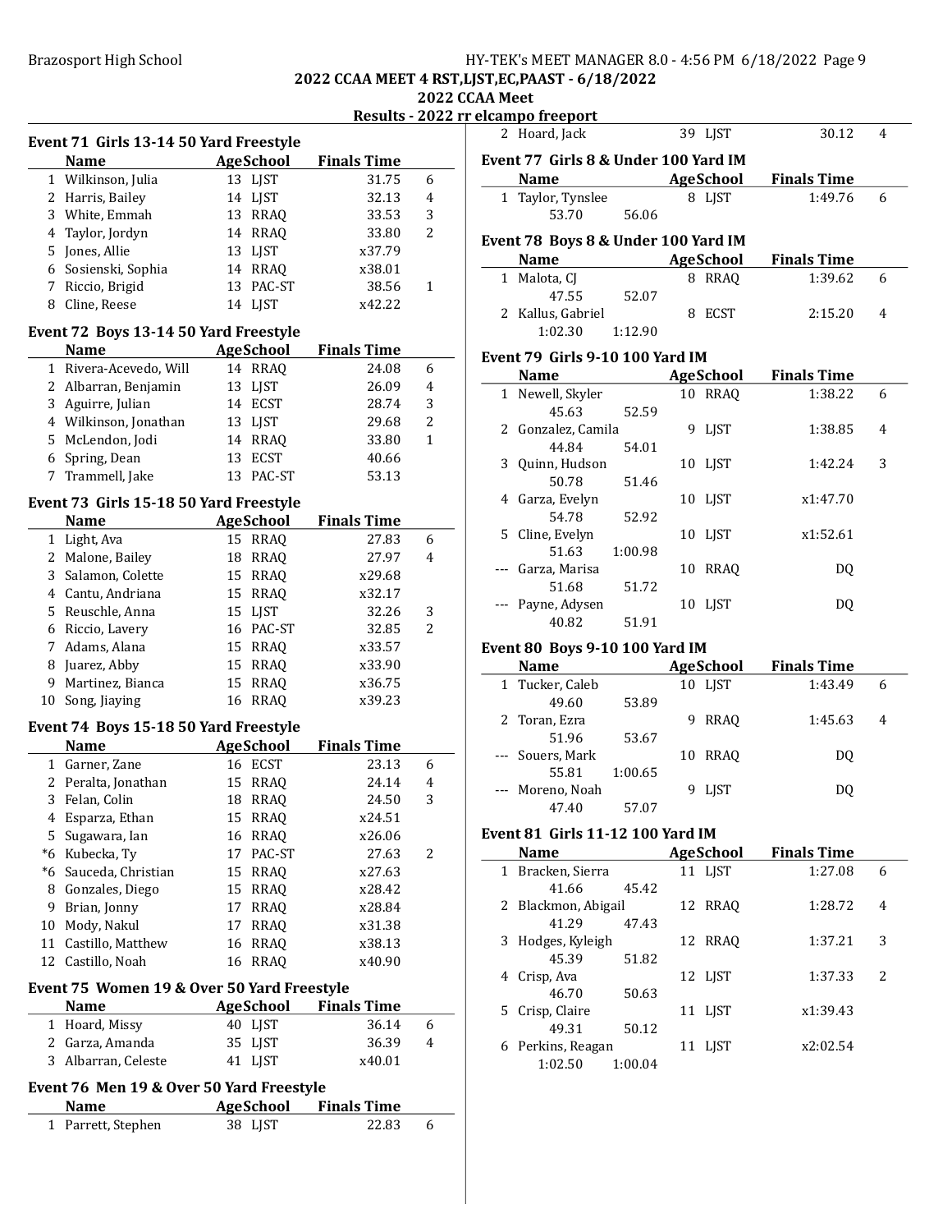## 2022 CCAA MEET 4 RST,LJST,EC,PAAST - 6/18/2022

## 2022 CCAA Meet

## Results - 2022 rr elcampo freeport

### Event 71 Girls 13-14 50 Yard Freestyle

| | Name | Age | School | Finals Time | Points |
|---|---|---|---|---|---|
| 1 | Wilkinson, Julia | 13 | LJST | 31.75 | 6 |
| 2 | Harris, Bailey | 14 | LJST | 32.13 | 4 |
| 3 | White, Emmah | 13 | RRAQ | 33.53 | 3 |
| 4 | Taylor, Jordyn | 14 | RRAQ | 33.80 | 2 |
| 5 | Jones, Allie | 13 | LJST | x37.79 | |
| 6 | Sosienski, Sophia | 14 | RRAQ | x38.01 | |
| 7 | Riccio, Brigid | 13 | PAC-ST | 38.56 | 1 |
| 8 | Cline, Reese | 14 | LJST | x42.22 | |

### Event 72 Boys 13-14 50 Yard Freestyle

| | Name | Age | School | Finals Time | Points |
|---|---|---|---|---|---|
| 1 | Rivera-Acevedo, Will | 14 | RRAQ | 24.08 | 6 |
| 2 | Albarran, Benjamin | 13 | LJST | 26.09 | 4 |
| 3 | Aguirre, Julian | 14 | ECST | 28.74 | 3 |
| 4 | Wilkinson, Jonathan | 13 | LJST | 29.68 | 2 |
| 5 | McLendon, Jodi | 14 | RRAQ | 33.80 | 1 |
| 6 | Spring, Dean | 13 | ECST | 40.66 | |
| 7 | Trammell, Jake | 13 | PAC-ST | 53.13 | |

### Event 73 Girls 15-18 50 Yard Freestyle

| | Name | Age | School | Finals Time | Points |
|---|---|---|---|---|---|
| 1 | Light, Ava | 15 | RRAQ | 27.83 | 6 |
| 2 | Malone, Bailey | 18 | RRAQ | 27.97 | 4 |
| 3 | Salamon, Colette | 15 | RRAQ | x29.68 | |
| 4 | Cantu, Andriana | 15 | RRAQ | x32.17 | |
| 5 | Reuschle, Anna | 15 | LJST | 32.26 | 3 |
| 6 | Riccio, Lavery | 16 | PAC-ST | 32.85 | 2 |
| 7 | Adams, Alana | 15 | RRAQ | x33.57 | |
| 8 | Juarez, Abby | 15 | RRAQ | x33.90 | |
| 9 | Martinez, Bianca | 15 | RRAQ | x36.75 | |
| 10 | Song, Jiaying | 16 | RRAQ | x39.23 | |

### Event 74 Boys 15-18 50 Yard Freestyle

| | Name | Age | School | Finals Time | Points |
|---|---|---|---|---|---|
| 1 | Garner, Zane | 16 | ECST | 23.13 | 6 |
| 2 | Peralta, Jonathan | 15 | RRAQ | 24.14 | 4 |
| 3 | Felan, Colin | 18 | RRAQ | 24.50 | 3 |
| 4 | Esparza, Ethan | 15 | RRAQ | x24.51 | |
| 5 | Sugawara, Ian | 16 | RRAQ | x26.06 | |
| *6 | Kubecka, Ty | 17 | PAC-ST | 27.63 | 2 |
| *6 | Sauceda, Christian | 15 | RRAQ | x27.63 | |
| 8 | Gonzales, Diego | 15 | RRAQ | x28.42 | |
| 9 | Brian, Jonny | 17 | RRAQ | x28.84 | |
| 10 | Mody, Nakul | 17 | RRAQ | x31.38 | |
| 11 | Castillo, Matthew | 16 | RRAQ | x38.13 | |
| 12 | Castillo, Noah | 16 | RRAQ | x40.90 | |

### Event 75 Women 19 & Over 50 Yard Freestyle

| | Name | Age | School | Finals Time | Points |
|---|---|---|---|---|---|
| 1 | Hoard, Missy | 40 | LJST | 36.14 | 6 |
| 2 | Garza, Amanda | 35 | LJST | 36.39 | 4 |
| 3 | Albarran, Celeste | 41 | LJST | x40.01 | |

### Event 76 Men 19 & Over 50 Yard Freestyle

| | Name | Age | School | Finals Time | Points |
|---|---|---|---|---|---|
| 1 | Parrett, Stephen | 38 | LJST | 22.83 | 6 |
| 2 | Hoard, Jack | 39 | LJST | 30.12 | 4 |

### Event 77 Girls 8 & Under 100 Yard IM

| | Name | Age | School | Finals Time | Points |
|---|---|---|---|---|---|
| 1 | Taylor, Tynslee | 8 | LJST | 1:49.76 | 6 |
| | 53.70 56.06 | | | | |

### Event 78 Boys 8 & Under 100 Yard IM

| | Name | Age | School | Finals Time | Points |
|---|---|---|---|---|---|
| 1 | Malota, CJ | 8 | RRAQ | 1:39.62 | 6 |
| | 47.55 52.07 | | | | |
| 2 | Kallus, Gabriel | 8 | ECST | 2:15.20 | 4 |
| | 1:02.30 1:12.90 | | | | |

### Event 79 Girls 9-10 100 Yard IM

| | Name | Age | School | Finals Time | Points |
|---|---|---|---|---|---|
| 1 | Newell, Skyler | 10 | RRAQ | 1:38.22 | 6 |
| | 45.63 52.59 | | | | |
| 2 | Gonzalez, Camila | 9 | LJST | 1:38.85 | 4 |
| | 44.84 54.01 | | | | |
| 3 | Quinn, Hudson | 10 | LJST | 1:42.24 | 3 |
| | 50.78 51.46 | | | | |
| 4 | Garza, Evelyn | 10 | LJST | x1:47.70 | |
| | 54.78 52.92 | | | | |
| 5 | Cline, Evelyn | 10 | LJST | x1:52.61 | |
| | 51.63 1:00.98 | | | | |
| --- | Garza, Marisa | 10 | RRAQ | DQ | |
| | 51.68 51.72 | | | | |
| --- | Payne, Adysen | 10 | LJST | DQ | |
| | 40.82 51.91 | | | | |

### Event 80 Boys 9-10 100 Yard IM

| | Name | Age | School | Finals Time | Points |
|---|---|---|---|---|---|
| 1 | Tucker, Caleb | 10 | LJST | 1:43.49 | 6 |
| | 49.60 53.89 | | | | |
| 2 | Toran, Ezra | 9 | RRAQ | 1:45.63 | 4 |
| | 51.96 53.67 | | | | |
| --- | Souers, Mark | 10 | RRAQ | DQ | |
| | 55.81 1:00.65 | | | | |
| --- | Moreno, Noah | 9 | LJST | DQ | |
| | 47.40 57.07 | | | | |

### Event 81 Girls 11-12 100 Yard IM

| | Name | Age | School | Finals Time | Points |
|---|---|---|---|---|---|
| 1 | Bracken, Sierra | 11 | LJST | 1:27.08 | 6 |
| | 41.66 45.42 | | | | |
| 2 | Blackmon, Abigail | 12 | RRAQ | 1:28.72 | 4 |
| | 41.29 47.43 | | | | |
| 3 | Hodges, Kyleigh | 12 | RRAQ | 1:37.21 | 3 |
| | 45.39 51.82 | | | | |
| 4 | Crisp, Ava | 12 | LJST | 1:37.33 | 2 |
| | 46.70 50.63 | | | | |
| 5 | Crisp, Claire | 11 | LJST | x1:39.43 | |
| | 49.31 50.12 | | | | |
| 6 | Perkins, Reagan | 11 | LJST | x2:02.54 | |
| | 1:02.50 1:00.04 | | | | |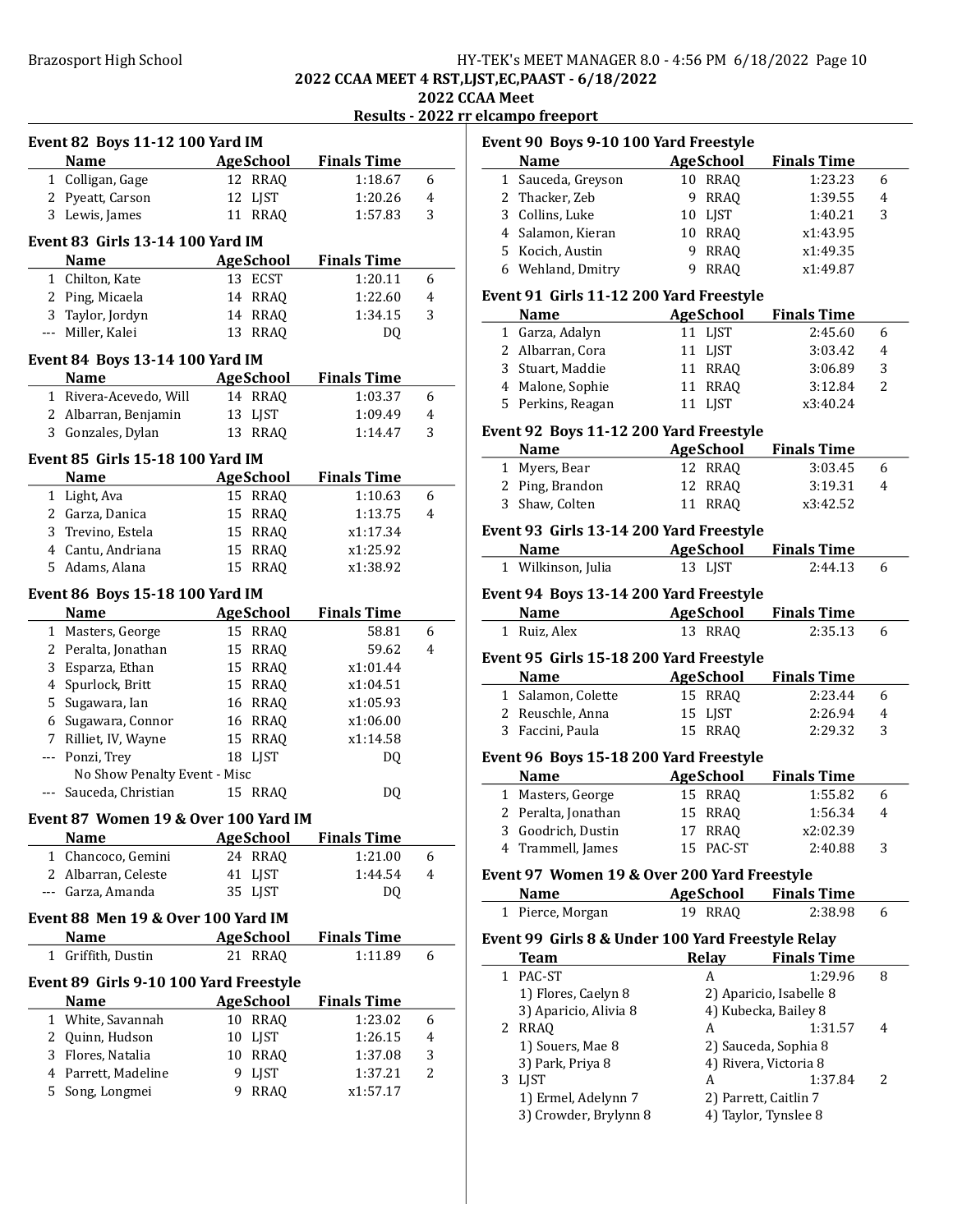## 2022 CCAA MEET 4 RST,LJST,EC,PAAST - 6/18/2022
## 2022 CCAA Meet
## Results - 2022 rr elcampo freeport

### Event 82 Boys 11-12 100 Yard IM

| | Name | Age | School | Finals Time | |
|---|---|---|---|---|---|
| 1 | Colligan, Gage | 12 | RRAQ | 1:18.67 | 6 |
| 2 | Pyeatt, Carson | 12 | LJST | 1:20.26 | 4 |
| 3 | Lewis, James | 11 | RRAQ | 1:57.83 | 3 |

### Event 83 Girls 13-14 100 Yard IM

| | Name | Age | School | Finals Time | |
|---|---|---|---|---|---|
| 1 | Chilton, Kate | 13 | ECST | 1:20.11 | 6 |
| 2 | Ping, Micaela | 14 | RRAQ | 1:22.60 | 4 |
| 3 | Taylor, Jordyn | 14 | RRAQ | 1:34.15 | 3 |
| --- | Miller, Kalei | 13 | RRAQ | DQ | |

### Event 84 Boys 13-14 100 Yard IM

| | Name | Age | School | Finals Time | |
|---|---|---|---|---|---|
| 1 | Rivera-Acevedo, Will | 14 | RRAQ | 1:03.37 | 6 |
| 2 | Albarran, Benjamin | 13 | LJST | 1:09.49 | 4 |
| 3 | Gonzales, Dylan | 13 | RRAQ | 1:14.47 | 3 |

### Event 85 Girls 15-18 100 Yard IM

| | Name | Age | School | Finals Time | |
|---|---|---|---|---|---|
| 1 | Light, Ava | 15 | RRAQ | 1:10.63 | 6 |
| 2 | Garza, Danica | 15 | RRAQ | 1:13.75 | 4 |
| 3 | Trevino, Estela | 15 | RRAQ | x1:17.34 | |
| 4 | Cantu, Andriana | 15 | RRAQ | x1:25.92 | |
| 5 | Adams, Alana | 15 | RRAQ | x1:38.92 | |

### Event 86 Boys 15-18 100 Yard IM

| | Name | Age | School | Finals Time | |
|---|---|---|---|---|---|
| 1 | Masters, George | 15 | RRAQ | 58.81 | 6 |
| 2 | Peralta, Jonathan | 15 | RRAQ | 59.62 | 4 |
| 3 | Esparza, Ethan | 15 | RRAQ | x1:01.44 | |
| 4 | Spurlock, Britt | 15 | RRAQ | x1:04.51 | |
| 5 | Sugawara, Ian | 16 | RRAQ | x1:05.93 | |
| 6 | Sugawara, Connor | 16 | RRAQ | x1:06.00 | |
| 7 | Rilliet, IV, Wayne | 15 | RRAQ | x1:14.58 | |
| --- | Ponzi, Trey | 18 | LJST | DQ | |
| | No Show Penalty Event - Misc | | | | |
| --- | Sauceda, Christian | 15 | RRAQ | DQ | |

### Event 87 Women 19 & Over 100 Yard IM

| | Name | Age | School | Finals Time | |
|---|---|---|---|---|---|
| 1 | Chancoco, Gemini | 24 | RRAQ | 1:21.00 | 6 |
| 2 | Albarran, Celeste | 41 | LJST | 1:44.54 | 4 |
| --- | Garza, Amanda | 35 | LJST | DQ | |

### Event 88 Men 19 & Over 100 Yard IM

| | Name | Age | School | Finals Time | |
|---|---|---|---|---|---|
| 1 | Griffith, Dustin | 21 | RRAQ | 1:11.89 | 6 |

### Event 89 Girls 9-10 100 Yard Freestyle

| | Name | Age | School | Finals Time | |
|---|---|---|---|---|---|
| 1 | White, Savannah | 10 | RRAQ | 1:23.02 | 6 |
| 2 | Quinn, Hudson | 10 | LJST | 1:26.15 | 4 |
| 3 | Flores, Natalia | 10 | RRAQ | 1:37.08 | 3 |
| 4 | Parrett, Madeline | 9 | LJST | 1:37.21 | 2 |
| 5 | Song, Longmei | 9 | RRAQ | x1:57.17 | |

### Event 90 Boys 9-10 100 Yard Freestyle

| | Name | Age | School | Finals Time | |
|---|---|---|---|---|---|
| 1 | Sauceda, Greyson | 10 | RRAQ | 1:23.23 | 6 |
| 2 | Thacker, Zeb | 9 | RRAQ | 1:39.55 | 4 |
| 3 | Collins, Luke | 10 | LJST | 1:40.21 | 3 |
| 4 | Salamon, Kieran | 10 | RRAQ | x1:43.95 | |
| 5 | Kocich, Austin | 9 | RRAQ | x1:49.35 | |
| 6 | Wehland, Dmitry | 9 | RRAQ | x1:49.87 | |

### Event 91 Girls 11-12 200 Yard Freestyle

| | Name | Age | School | Finals Time | |
|---|---|---|---|---|---|
| 1 | Garza, Adalyn | 11 | LJST | 2:45.60 | 6 |
| 2 | Albarran, Cora | 11 | LJST | 3:03.42 | 4 |
| 3 | Stuart, Maddie | 11 | RRAQ | 3:06.89 | 3 |
| 4 | Malone, Sophie | 11 | RRAQ | 3:12.84 | 2 |
| 5 | Perkins, Reagan | 11 | LJST | x3:40.24 | |

### Event 92 Boys 11-12 200 Yard Freestyle

| | Name | Age | School | Finals Time | |
|---|---|---|---|---|---|
| 1 | Myers, Bear | 12 | RRAQ | 3:03.45 | 6 |
| 2 | Ping, Brandon | 12 | RRAQ | 3:19.31 | 4 |
| 3 | Shaw, Colten | 11 | RRAQ | x3:42.52 | |

### Event 93 Girls 13-14 200 Yard Freestyle

| | Name | Age | School | Finals Time | |
|---|---|---|---|---|---|
| 1 | Wilkinson, Julia | 13 | LJST | 2:44.13 | 6 |

### Event 94 Boys 13-14 200 Yard Freestyle

| | Name | Age | School | Finals Time | |
|---|---|---|---|---|---|
| 1 | Ruiz, Alex | 13 | RRAQ | 2:35.13 | 6 |

### Event 95 Girls 15-18 200 Yard Freestyle

| | Name | Age | School | Finals Time | |
|---|---|---|---|---|---|
| 1 | Salamon, Colette | 15 | RRAQ | 2:23.44 | 6 |
| 2 | Reuschle, Anna | 15 | LJST | 2:26.94 | 4 |
| 3 | Faccini, Paula | 15 | RRAQ | 2:29.32 | 3 |

### Event 96 Boys 15-18 200 Yard Freestyle

| | Name | Age | School | Finals Time | |
|---|---|---|---|---|---|
| 1 | Masters, George | 15 | RRAQ | 1:55.82 | 6 |
| 2 | Peralta, Jonathan | 15 | RRAQ | 1:56.34 | 4 |
| 3 | Goodrich, Dustin | 17 | RRAQ | x2:02.39 | |
| 4 | Trammell, James | 15 | PAC-ST | 2:40.88 | 3 |

### Event 97 Women 19 & Over 200 Yard Freestyle

| | Name | Age | School | Finals Time | |
|---|---|---|---|---|---|
| 1 | Pierce, Morgan | 19 | RRAQ | 2:38.98 | 6 |

### Event 99 Girls 8 & Under 100 Yard Freestyle Relay

| | Team | Relay | Finals Time | |
|---|---|---|---|---|
| 1 | PAC-ST | A | 1:29.96 | 8 |
| | 1) Flores, Caelyn 8 | 2) Aparicio, Isabelle 8 | | |
| | 3) Aparicio, Alivia 8 | 4) Kubecka, Bailey 8 | | |
| 2 | RRAQ | A | 1:31.57 | 4 |
| | 1) Souers, Mae 8 | 2) Sauceda, Sophia 8 | | |
| | 3) Park, Priya 8 | 4) Rivera, Victoria 8 | | |
| 3 | LJST | A | 1:37.84 | 2 |
| | 1) Ermel, Adelynn 7 | 2) Parrett, Caitlin 7 | | |
| | 3) Crowder, Brylynn 8 | 4) Taylor, Tynslee 8 | | |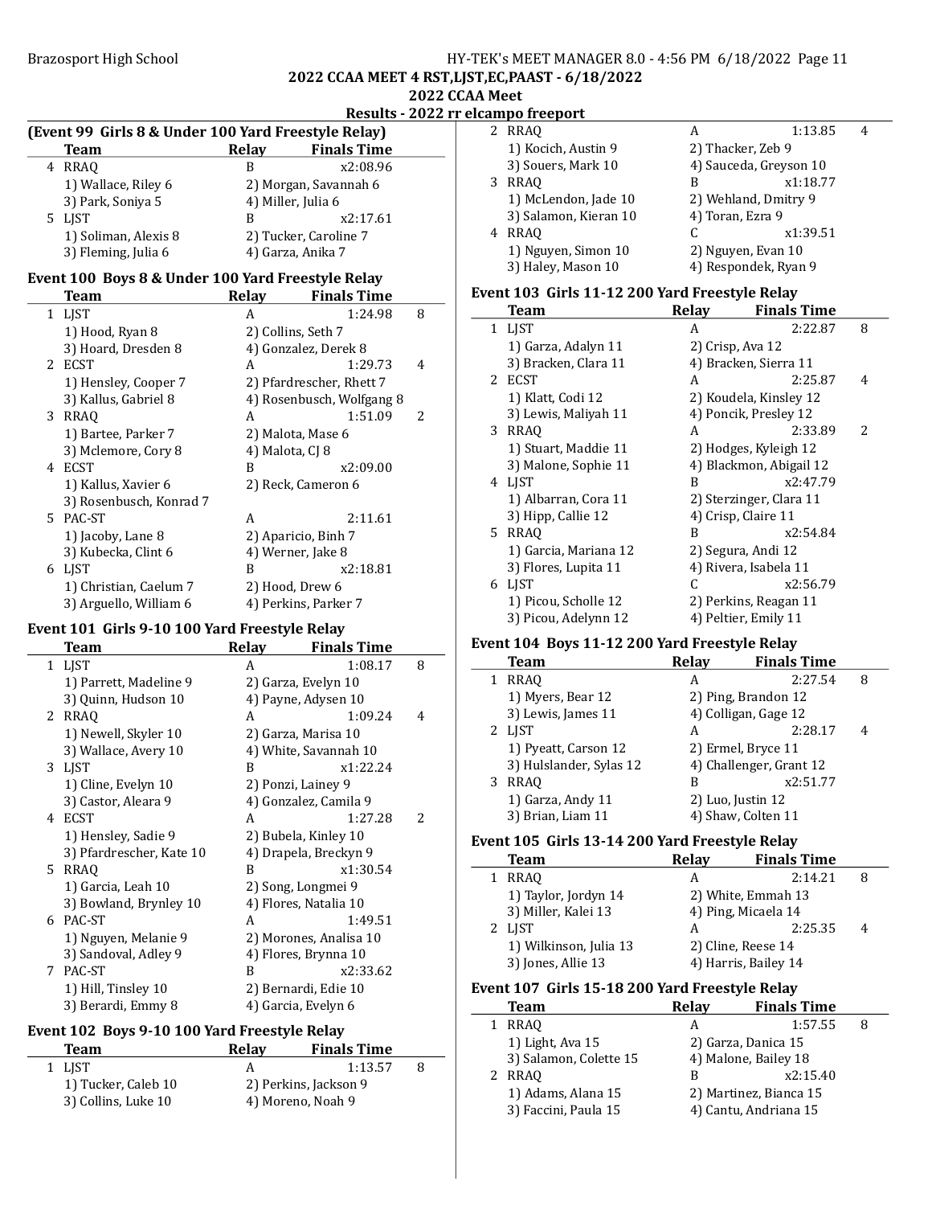## 2022 CCAA MEET 4 RST,LJST,EC,PAAST - 6/18/2022

## 2022 CCAA Meet

### Results - 2022 rr elcampo freeport

#### (Event 99 Girls 8 & Under 100 Yard Freestyle Relay)

| | Team | Relay | Finals Time | |
|---|---|---|---|---|
| 4 | RRAQ | B | x2:08.96 | |
| | 1) Wallace, Riley 6 | 2) Morgan, Savannah 6 | | |
| | 3) Park, Soniya 5 | 4) Miller, Julia 6 | | |
| 5 | LJST | B | x2:17.61 | |
| | 1) Soliman, Alexis 8 | 2) Tucker, Caroline 7 | | |
| | 3) Fleming, Julia 6 | 4) Garza, Anika 7 | | |

#### Event 100 Boys 8 & Under 100 Yard Freestyle Relay

| | Team | Relay | Finals Time | |
|---|---|---|---|---|
| 1 | LJST | A | 1:24.98 | 8 |
| | 1) Hood, Ryan 8 | 2) Collins, Seth 7 | | |
| | 3) Hoard, Dresden 8 | 4) Gonzalez, Derek 8 | | |
| 2 | ECST | A | 1:29.73 | 4 |
| | 1) Hensley, Cooper 7 | 2) Pfardrescher, Rhett 7 | | |
| | 3) Kallus, Gabriel 8 | 4) Rosenbusch, Wolfgang 8 | | |
| 3 | RRAQ | A | 1:51.09 | 2 |
| | 1) Bartee, Parker 7 | 2) Malota, Mase 6 | | |
| | 3) Mclemore, Cory 8 | 4) Malota, CJ 8 | | |
| 4 | ECST | B | x2:09.00 | |
| | 1) Kallus, Xavier 6 | 2) Reck, Cameron 6 | | |
| | 3) Rosenbusch, Konrad 7 | | | |
| 5 | PAC-ST | A | 2:11.61 | |
| | 1) Jacoby, Lane 8 | 2) Aparicio, Binh 7 | | |
| | 3) Kubecka, Clint 6 | 4) Werner, Jake 8 | | |
| 6 | LJST | B | x2:18.81 | |
| | 1) Christian, Caelum 7 | 2) Hood, Drew 6 | | |
| | 3) Arguello, William 6 | 4) Perkins, Parker 7 | | |

#### Event 101 Girls 9-10 100 Yard Freestyle Relay

| | Team | Relay | Finals Time | |
|---|---|---|---|---|
| 1 | LJST | A | 1:08.17 | 8 |
| | 1) Parrett, Madeline 9 | 2) Garza, Evelyn 10 | | |
| | 3) Quinn, Hudson 10 | 4) Payne, Adysen 10 | | |
| 2 | RRAQ | A | 1:09.24 | 4 |
| | 1) Newell, Skyler 10 | 2) Garza, Marisa 10 | | |
| | 3) Wallace, Avery 10 | 4) White, Savannah 10 | | |
| 3 | LJST | B | x1:22.24 | |
| | 1) Cline, Evelyn 10 | 2) Ponzi, Lainey 9 | | |
| | 3) Castor, Aleara 9 | 4) Gonzalez, Camila 9 | | |
| 4 | ECST | A | 1:27.28 | 2 |
| | 1) Hensley, Sadie 9 | 2) Bubela, Kinley 10 | | |
| | 3) Pfardrescher, Kate 10 | 4) Drapela, Breckyn 9 | | |
| 5 | RRAQ | B | x1:30.54 | |
| | 1) Garcia, Leah 10 | 2) Song, Longmei 9 | | |
| | 3) Bowland, Brynley 10 | 4) Flores, Natalia 10 | | |
| 6 | PAC-ST | A | 1:49.51 | |
| | 1) Nguyen, Melanie 9 | 2) Morones, Analisa 10 | | |
| | 3) Sandoval, Adley 9 | 4) Flores, Brynna 10 | | |
| 7 | PAC-ST | B | x2:33.62 | |
| | 1) Hill, Tinsley 10 | 2) Bernardi, Edie 10 | | |
| | 3) Berardi, Emmy 8 | 4) Garcia, Evelyn 6 | | |

#### Event 102 Boys 9-10 100 Yard Freestyle Relay

| | Team | Relay | Finals Time | |
|---|---|---|---|---|
| 1 | LJST | A | 1:13.57 | 8 |
| | 1) Tucker, Caleb 10 | 2) Perkins, Jackson 9 | | |
| | 3) Collins, Luke 10 | 4) Moreno, Noah 9 | | |
| 2 | RRAQ | A | 1:13.85 | 4 |
| | 1) Kocich, Austin 9 | 2) Thacker, Zeb 9 | | |
| | 3) Souers, Mark 10 | 4) Sauceda, Greyson 10 | | |
| 3 | RRAQ | B | x1:18.77 | |
| | 1) McLendon, Jade 10 | 2) Wehland, Dmitry 9 | | |
| | 3) Salamon, Kieran 10 | 4) Toran, Ezra 9 | | |
| 4 | RRAQ | C | x1:39.51 | |
| | 1) Nguyen, Simon 10 | 2) Nguyen, Evan 10 | | |
| | 3) Haley, Mason 10 | 4) Respondek, Ryan 9 | | |

#### Event 103 Girls 11-12 200 Yard Freestyle Relay

| | Team | Relay | Finals Time | |
|---|---|---|---|---|
| 1 | LJST | A | 2:22.87 | 8 |
| | 1) Garza, Adalyn 11 | 2) Crisp, Ava 12 | | |
| | 3) Bracken, Clara 11 | 4) Bracken, Sierra 11 | | |
| 2 | ECST | A | 2:25.87 | 4 |
| | 1) Klatt, Codi 12 | 2) Koudela, Kinsley 12 | | |
| | 3) Lewis, Maliyah 11 | 4) Poncik, Presley 12 | | |
| 3 | RRAQ | A | 2:33.89 | 2 |
| | 1) Stuart, Maddie 11 | 2) Hodges, Kyleigh 12 | | |
| | 3) Malone, Sophie 11 | 4) Blackmon, Abigail 12 | | |
| 4 | LJST | B | x2:47.79 | |
| | 1) Albarran, Cora 11 | 2) Sterzinger, Clara 11 | | |
| | 3) Hipp, Callie 12 | 4) Crisp, Claire 11 | | |
| 5 | RRAQ | B | x2:54.84 | |
| | 1) Garcia, Mariana 12 | 2) Segura, Andi 12 | | |
| | 3) Flores, Lupita 11 | 4) Rivera, Isabela 11 | | |
| 6 | LJST | C | x2:56.79 | |
| | 1) Picou, Scholle 12 | 2) Perkins, Reagan 11 | | |
| | 3) Picou, Adelynn 12 | 4) Peltier, Emily 11 | | |

#### Event 104 Boys 11-12 200 Yard Freestyle Relay

| | Team | Relay | Finals Time | |
|---|---|---|---|---|
| 1 | RRAQ | A | 2:27.54 | 8 |
| | 1) Myers, Bear 12 | 2) Ping, Brandon 12 | | |
| | 3) Lewis, James 11 | 4) Colligan, Gage 12 | | |
| 2 | LJST | A | 2:28.17 | 4 |
| | 1) Pyeatt, Carson 12 | 2) Ermel, Bryce 11 | | |
| | 3) Hulslander, Sylas 12 | 4) Challenger, Grant 12 | | |
| 3 | RRAQ | B | x2:51.77 | |
| | 1) Garza, Andy 11 | 2) Luo, Justin 12 | | |
| | 3) Brian, Liam 11 | 4) Shaw, Colten 11 | | |

#### Event 105 Girls 13-14 200 Yard Freestyle Relay

| | Team | Relay | Finals Time | |
|---|---|---|---|---|
| 1 | RRAQ | A | 2:14.21 | 8 |
| | 1) Taylor, Jordyn 14 | 2) White, Emmah 13 | | |
| | 3) Miller, Kalei 13 | 4) Ping, Micaela 14 | | |
| 2 | LJST | A | 2:25.35 | 4 |
| | 1) Wilkinson, Julia 13 | 2) Cline, Reese 14 | | |
| | 3) Jones, Allie 13 | 4) Harris, Bailey 14 | | |

#### Event 107 Girls 15-18 200 Yard Freestyle Relay

| | Team | Relay | Finals Time | |
|---|---|---|---|---|
| 1 | RRAQ | A | 1:57.55 | 8 |
| | 1) Light, Ava 15 | 2) Garza, Danica 15 | | |
| | 3) Salamon, Colette 15 | 4) Malone, Bailey 18 | | |
| 2 | RRAQ | B | x2:15.40 | |
| | 1) Adams, Alana 15 | 2) Martinez, Bianca 15 | | |
| | 3) Faccini, Paula 15 | 4) Cantu, Andriana 15 | | |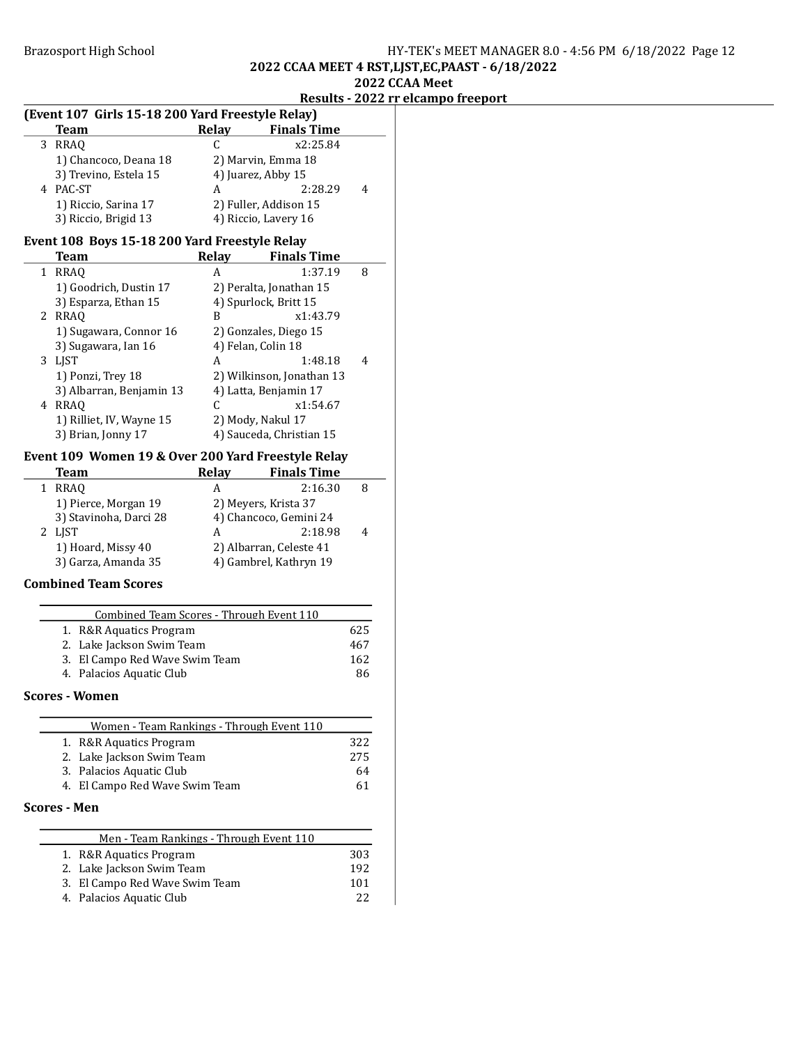2022 CCAA MEET 4 RST,LJST,EC,PAAST - 6/18/2022

2022 CCAA Meet

Results - 2022 rr elcampo freeport

### (Event 107 Girls 15-18 200 Yard Freestyle Relay)

| | Team | Relay | Finals Time | |
|---|---|---|---|---|
| 3 | RRAQ | C | x2:25.84 | |
| | 1) Chancoco, Deana 18 | 2) Marvin, Emma 18 | | |
| | 3) Trevino, Estela 15 | 4) Juarez, Abby 15 | | |
| 4 | PAC-ST | A | 2:28.29 | 4 |
| | 1) Riccio, Sarina 17 | 2) Fuller, Addison 15 | | |
| | 3) Riccio, Brigid 13 | 4) Riccio, Lavery 16 | | |

### Event 108 Boys 15-18 200 Yard Freestyle Relay

| | Team | Relay | Finals Time | |
|---|---|---|---|---|
| 1 | RRAQ | A | 1:37.19 | 8 |
| | 1) Goodrich, Dustin 17 | 2) Peralta, Jonathan 15 | | |
| | 3) Esparza, Ethan 15 | 4) Spurlock, Britt 15 | | |
| 2 | RRAQ | B | x1:43.79 | |
| | 1) Sugawara, Connor 16 | 2) Gonzales, Diego 15 | | |
| | 3) Sugawara, Ian 16 | 4) Felan, Colin 18 | | |
| 3 | LJST | A | 1:48.18 | 4 |
| | 1) Ponzi, Trey 18 | 2) Wilkinson, Jonathan 13 | | |
| | 3) Albarran, Benjamin 13 | 4) Latta, Benjamin 17 | | |
| 4 | RRAQ | C | x1:54.67 | |
| | 1) Rilliet, IV, Wayne 15 | 2) Mody, Nakul 17 | | |
| | 3) Brian, Jonny 17 | 4) Sauceda, Christian 15 | | |

### Event 109 Women 19 & Over 200 Yard Freestyle Relay

| | Team | Relay | Finals Time | |
|---|---|---|---|---|
| 1 | RRAQ | A | 2:16.30 | 8 |
| | 1) Pierce, Morgan 19 | 2) Meyers, Krista 37 | | |
| | 3) Stavinoha, Darci 28 | 4) Chancoco, Gemini 24 | | |
| 2 | LJST | A | 2:18.98 | 4 |
| | 1) Hoard, Missy 40 | 2) Albarran, Celeste 41 | | |
| | 3) Garza, Amanda 35 | 4) Gambrel, Kathryn 19 | | |

### Combined Team Scores

| Combined Team Scores - Through Event 110 | |
|---|---|
| 1. R&R Aquatics Program | 625 |
| 2. Lake Jackson Swim Team | 467 |
| 3. El Campo Red Wave Swim Team | 162 |
| 4. Palacios Aquatic Club | 86 |

### Scores - Women

| Women - Team Rankings - Through Event 110 | |
|---|---|
| 1. R&R Aquatics Program | 322 |
| 2. Lake Jackson Swim Team | 275 |
| 3. Palacios Aquatic Club | 64 |
| 4. El Campo Red Wave Swim Team | 61 |

### Scores - Men

| Men - Team Rankings - Through Event 110 | |
|---|---|
| 1. R&R Aquatics Program | 303 |
| 2. Lake Jackson Swim Team | 192 |
| 3. El Campo Red Wave Swim Team | 101 |
| 4. Palacios Aquatic Club | 22 |